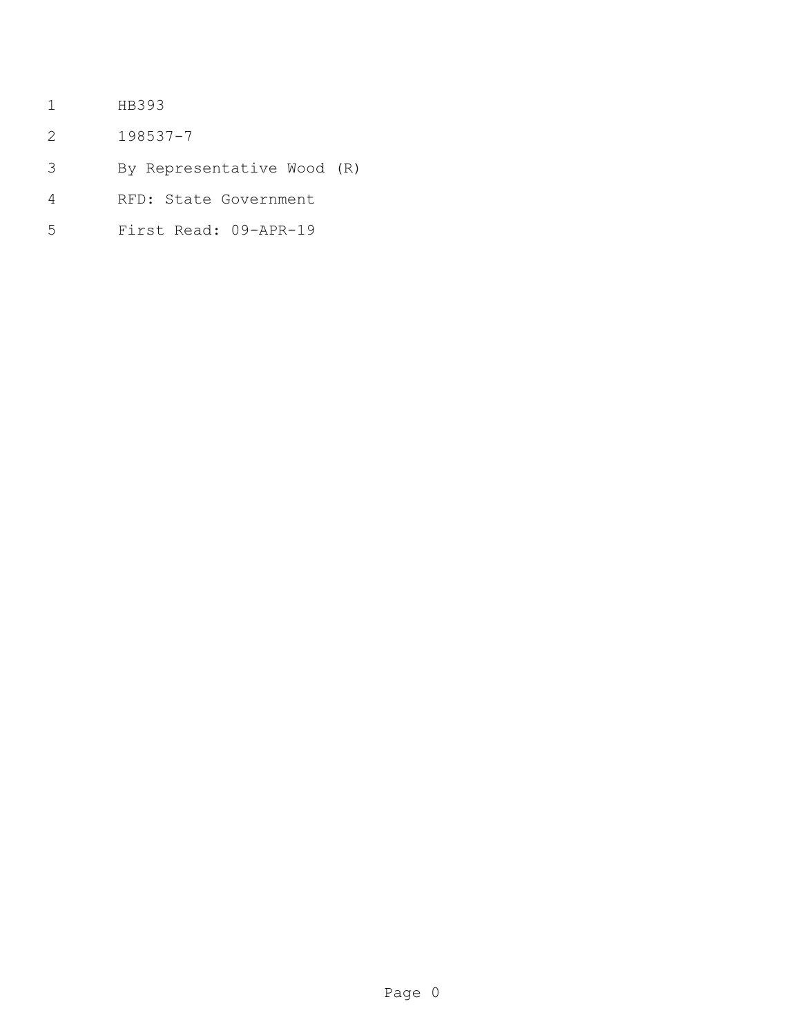HB393

198537-7

By Representative Wood (R)

RFD: State Government

First Read: 09-APR-19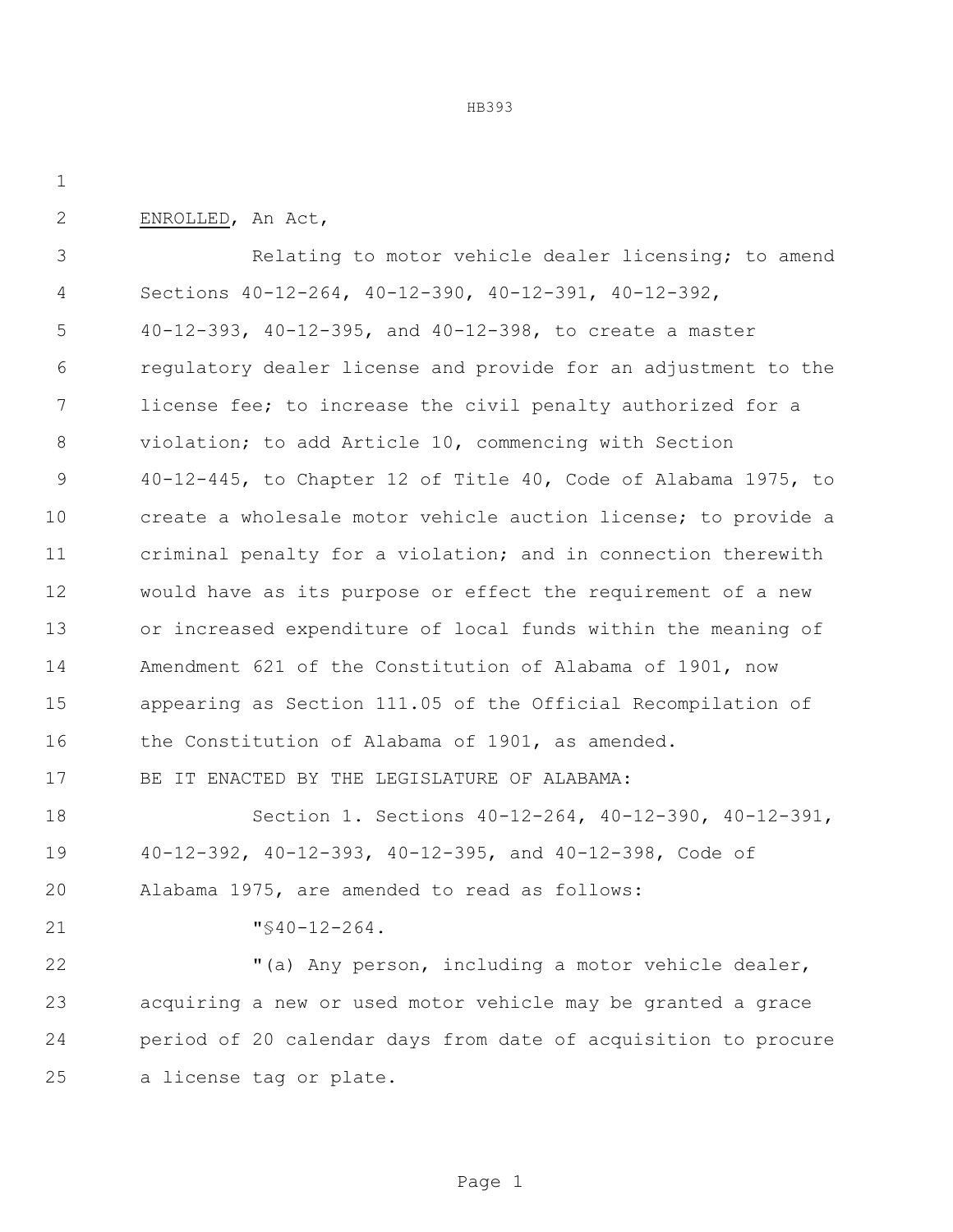ENROLLED, An Act,

Relating to motor vehicle dealer licensing; to amend Sections 40-12-264, 40-12-390, 40-12-391, 40-12-392, 40-12-393, 40-12-395, and 40-12-398, to create a master regulatory dealer license and provide for an adjustment to the license fee; to increase the civil penalty authorized for a violation; to add Article 10, commencing with Section 40-12-445, to Chapter 12 of Title 40, Code of Alabama 1975, to create a wholesale motor vehicle auction license; to provide a criminal penalty for a violation; and in connection therewith would have as its purpose or effect the requirement of a new or increased expenditure of local funds within the meaning of Amendment 621 of the Constitution of Alabama of 1901, now appearing as Section 111.05 of the Official Recompilation of the Constitution of Alabama of 1901, as amended.

BE IT ENACTED BY THE LEGISLATURE OF ALABAMA:

Section 1. Sections 40-12-264, 40-12-390, 40-12-391, 40-12-392, 40-12-393, 40-12-395, and 40-12-398, Code of Alabama 1975, are amended to read as follows:

"§40-12-264.

"(a) Any person, including a motor vehicle dealer, acquiring a new or used motor vehicle may be granted a grace period of 20 calendar days from date of acquisition to procure a license tag or plate.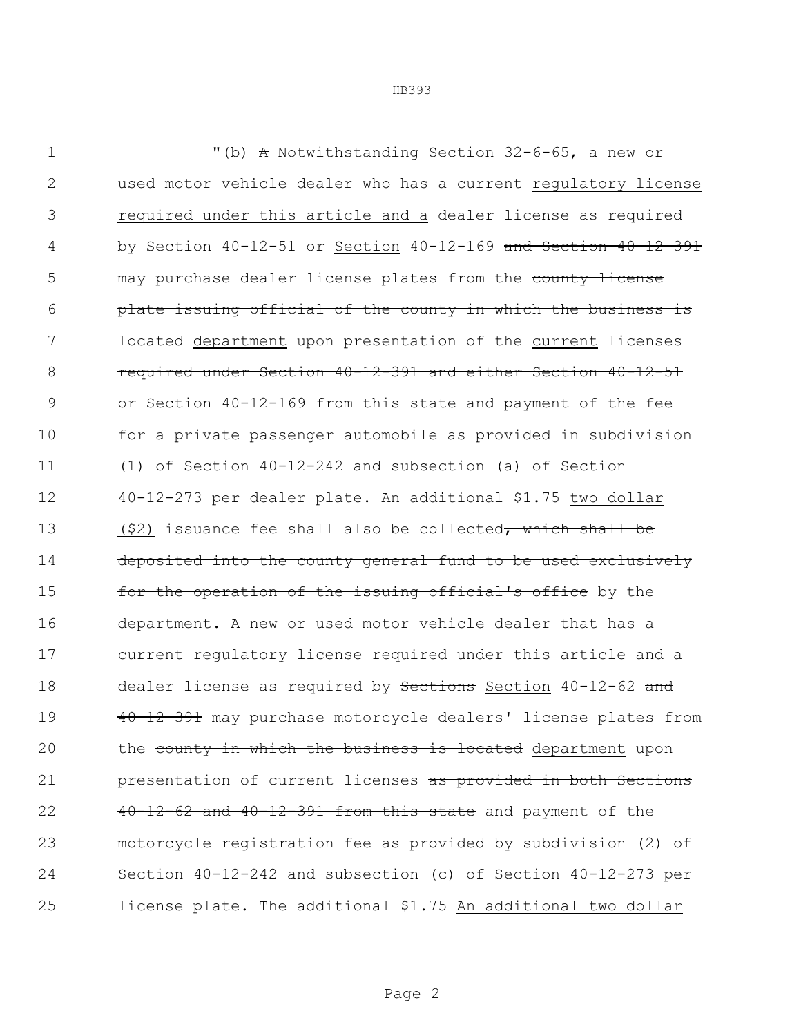"(b) ~~A~~ Notwithstanding Section 32-6-65, a new or used motor vehicle dealer who has a current regulatory license required under this article and a dealer license as required by Section 40-12-51 or Section 40-12-169 ~~and Section 40-12-391~~ may purchase dealer license plates from the ~~county license plate issuing official of the county in which the business is located~~ department upon presentation of the current licenses ~~required under Section 40-12-391 and either Section 40-12-51 or Section 40-12-169 from this state~~ and payment of the fee for a private passenger automobile as provided in subdivision (1) of Section 40-12-242 and subsection (a) of Section 40-12-273 per dealer plate. An additional ~~$1.75~~ two dollar ($2) issuance fee shall also be collected~~, which shall be deposited into the county general fund to be used exclusively for the operation of the issuing official's office~~ by the department. A new or used motor vehicle dealer that has a current regulatory license required under this article and a dealer license as required by ~~Sections~~ Section 40-12-62 ~~and 40-12-391~~ may purchase motorcycle dealers' license plates from the ~~county in which the business is located~~ department upon presentation of current licenses ~~as provided in both Sections 40-12-62 and 40-12-391 from this state~~ and payment of the motorcycle registration fee as provided by subdivision (2) of Section 40-12-242 and subsection (c) of Section 40-12-273 per license plate. ~~The additional $1.75~~ An additional two dollar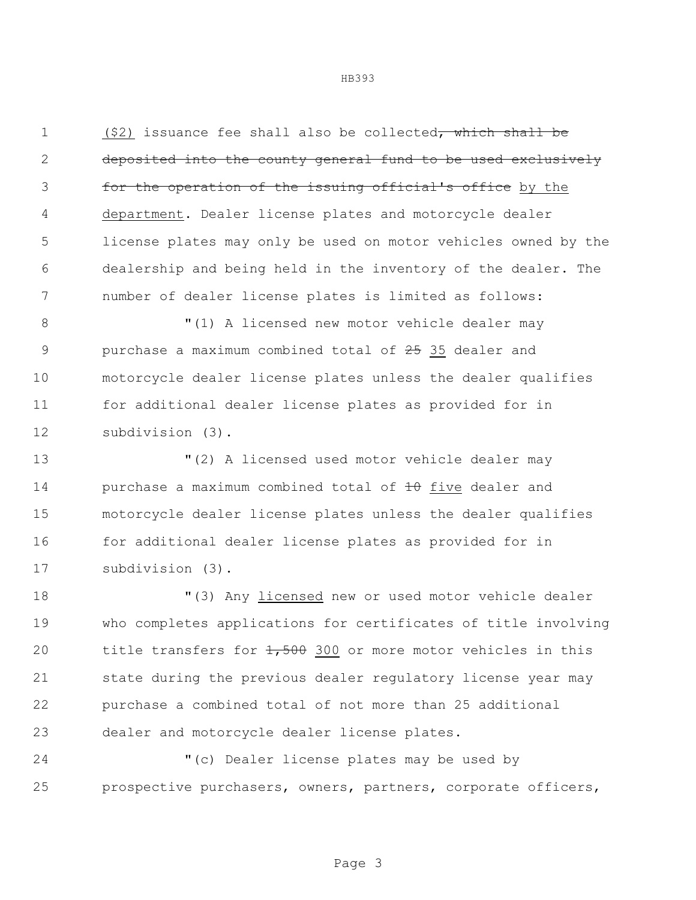($2) issuance fee shall also be collected~~, which shall be deposited into the county general fund to be used exclusively for the operation of the issuing official's office~~ by the department. Dealer license plates and motorcycle dealer license plates may only be used on motor vehicles owned by the dealership and being held in the inventory of the dealer. The number of dealer license plates is limited as follows:

"(1) A licensed new motor vehicle dealer may purchase a maximum combined total of ~~25~~ 35 dealer and motorcycle dealer license plates unless the dealer qualifies for additional dealer license plates as provided for in subdivision (3).

"(2) A licensed used motor vehicle dealer may purchase a maximum combined total of ~~10~~ five dealer and motorcycle dealer license plates unless the dealer qualifies for additional dealer license plates as provided for in subdivision (3).

"(3) Any licensed new or used motor vehicle dealer who completes applications for certificates of title involving title transfers for ~~1,500~~ 300 or more motor vehicles in this state during the previous dealer regulatory license year may purchase a combined total of not more than 25 additional dealer and motorcycle dealer license plates.

"(c) Dealer license plates may be used by prospective purchasers, owners, partners, corporate officers,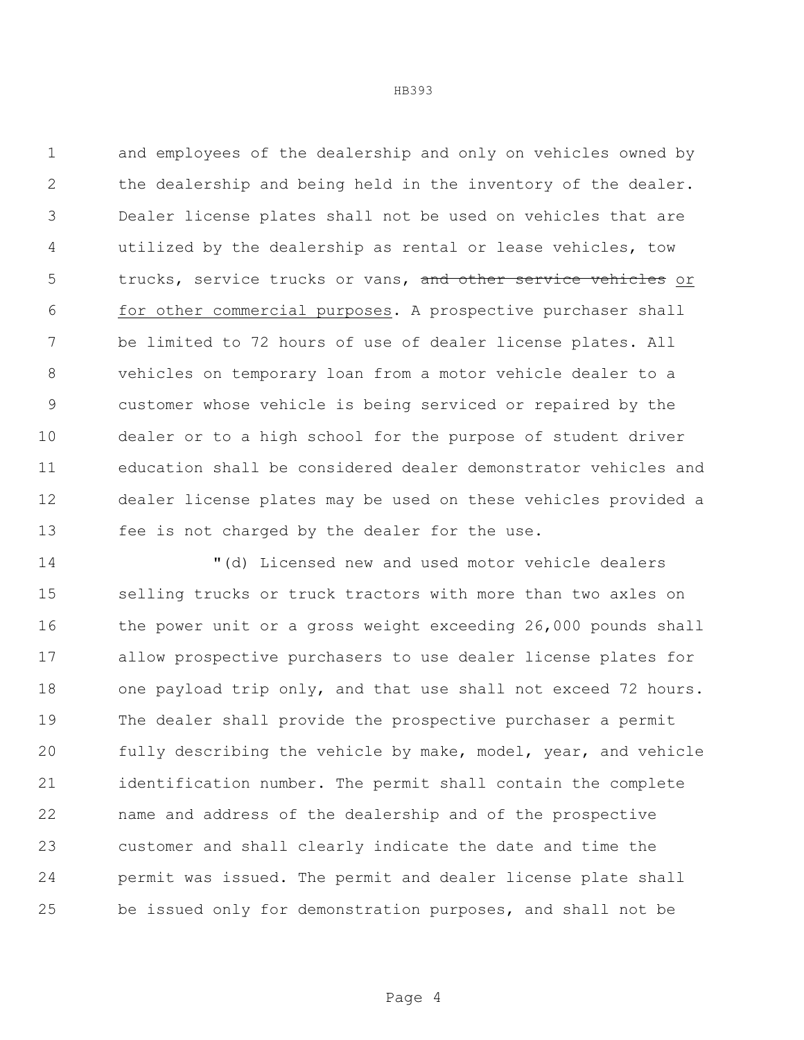and employees of the dealership and only on vehicles owned by the dealership and being held in the inventory of the dealer. Dealer license plates shall not be used on vehicles that are utilized by the dealership as rental or lease vehicles, tow trucks, service trucks or vans, ~~and other service vehicles~~ <u>or for other commercial purposes</u>. A prospective purchaser shall be limited to 72 hours of use of dealer license plates. All vehicles on temporary loan from a motor vehicle dealer to a customer whose vehicle is being serviced or repaired by the dealer or to a high school for the purpose of student driver education shall be considered dealer demonstrator vehicles and dealer license plates may be used on these vehicles provided a fee is not charged by the dealer for the use.

"(d) Licensed new and used motor vehicle dealers selling trucks or truck tractors with more than two axles on the power unit or a gross weight exceeding 26,000 pounds shall allow prospective purchasers to use dealer license plates for one payload trip only, and that use shall not exceed 72 hours. The dealer shall provide the prospective purchaser a permit fully describing the vehicle by make, model, year, and vehicle identification number. The permit shall contain the complete name and address of the dealership and of the prospective customer and shall clearly indicate the date and time the permit was issued. The permit and dealer license plate shall be issued only for demonstration purposes, and shall not be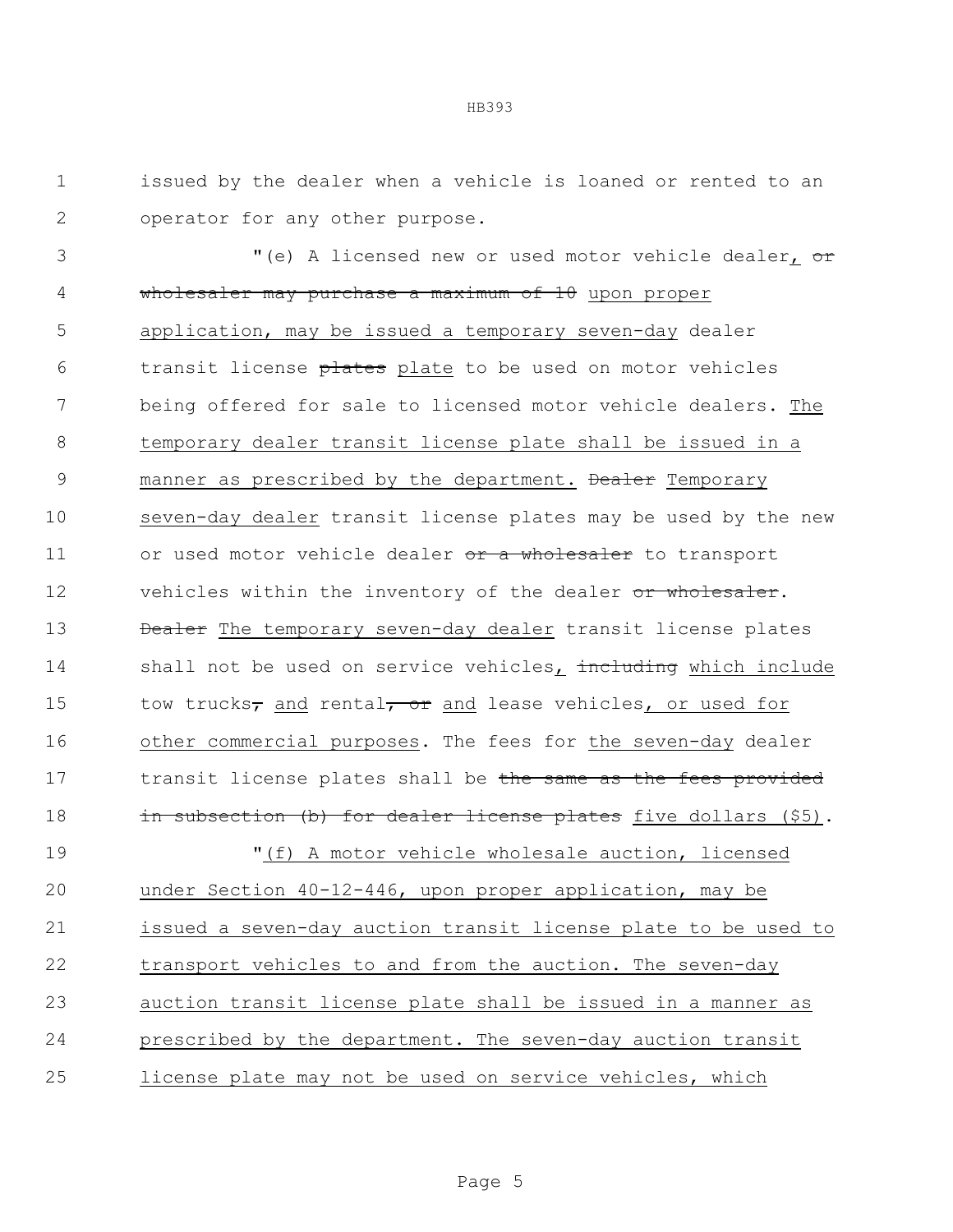issued by the dealer when a vehicle is loaned or rented to an operator for any other purpose.

"(e) A licensed new or used motor vehicle dealer, ~~or wholesaler may purchase a maximum of 10~~ upon proper application, may be issued a temporary seven-day dealer transit license ~~plates~~ plate to be used on motor vehicles being offered for sale to licensed motor vehicle dealers. The temporary dealer transit license plate shall be issued in a manner as prescribed by the department. ~~Dealer~~ Temporary seven-day dealer transit license plates may be used by the new or used motor vehicle dealer ~~or a wholesaler~~ to transport vehicles within the inventory of the dealer ~~or wholesaler~~. ~~Dealer~~ The temporary seven-day dealer transit license plates shall not be used on service vehicles, ~~including~~ which include tow trucks~~,~~ and rental~~, or~~ and lease vehicles, or used for other commercial purposes. The fees for the seven-day dealer transit license plates shall be ~~the same as the fees provided in subsection (b) for dealer license plates~~ five dollars ($5).

"(f) A motor vehicle wholesale auction, licensed under Section 40-12-446, upon proper application, may be issued a seven-day auction transit license plate to be used to transport vehicles to and from the auction. The seven-day auction transit license plate shall be issued in a manner as prescribed by the department. The seven-day auction transit license plate may not be used on service vehicles, which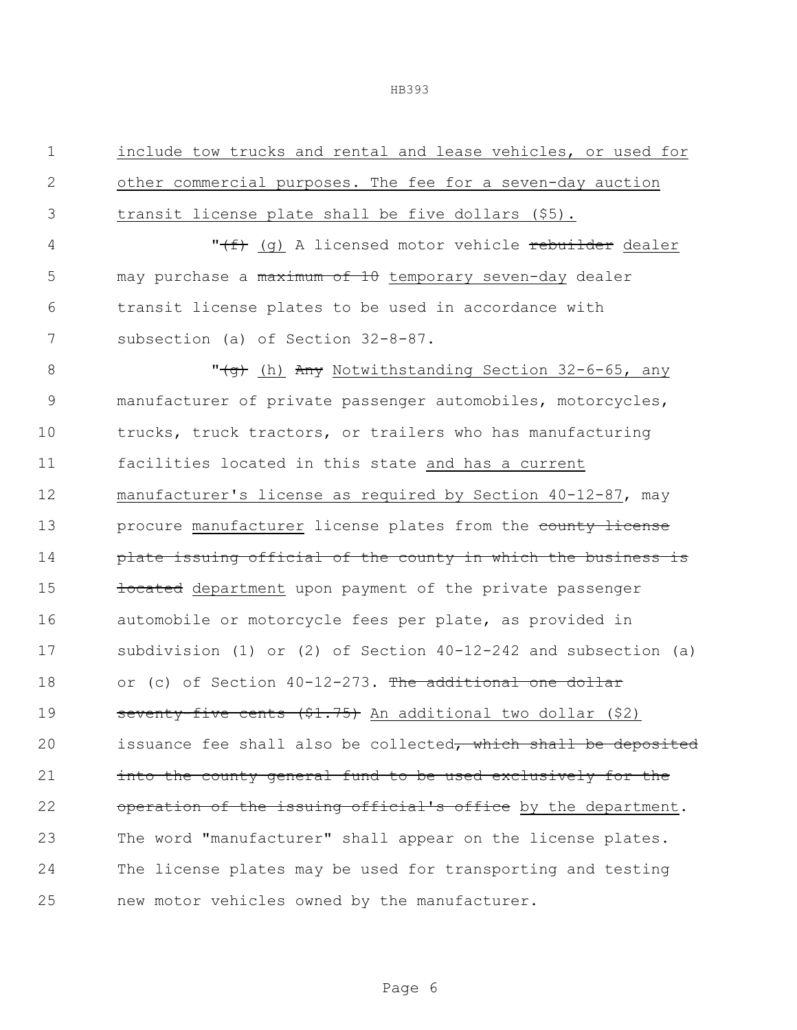include tow trucks and rental and lease vehicles, or used for other commercial purposes. The fee for a seven-day auction transit license plate shall be five dollars ($5).

"~~(f)~~ (g) A licensed motor vehicle ~~rebuilder~~ dealer may purchase a ~~maximum of 10~~ temporary seven-day dealer transit license plates to be used in accordance with subsection (a) of Section 32-8-87.

"~~(g)~~ (h) ~~Any~~ Notwithstanding Section 32-6-65, any manufacturer of private passenger automobiles, motorcycles, trucks, truck tractors, or trailers who has manufacturing facilities located in this state and has a current manufacturer's license as required by Section 40-12-87, may procure manufacturer license plates from the ~~county license plate issuing official of the county in which the business is located~~ department upon payment of the private passenger automobile or motorcycle fees per plate, as provided in subdivision (1) or (2) of Section 40-12-242 and subsection (a) or (c) of Section 40-12-273. ~~The additional one dollar seventy-five cents ($1.75)~~ An additional two dollar ($2) issuance fee shall also be collected~~, which shall be deposited into the county general fund to be used exclusively for the operation of the issuing official's office~~ by the department. The word "manufacturer" shall appear on the license plates. The license plates may be used for transporting and testing new motor vehicles owned by the manufacturer.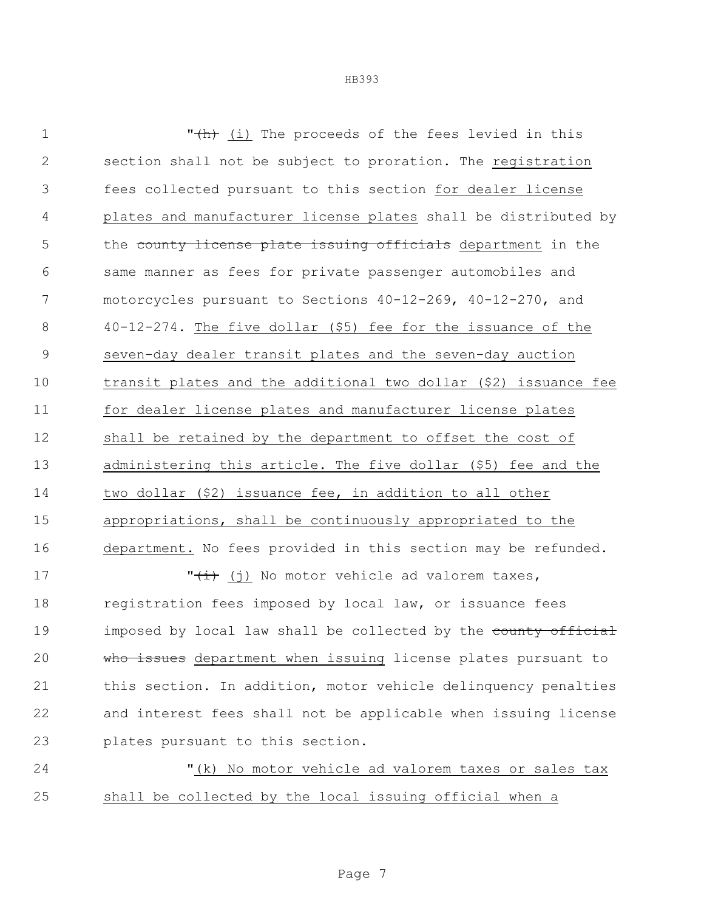"~~(h)~~ (i) The proceeds of the fees levied in this section shall not be subject to proration. The registration fees collected pursuant to this section for dealer license plates and manufacturer license plates shall be distributed by the ~~county license plate issuing officials~~ department in the same manner as fees for private passenger automobiles and motorcycles pursuant to Sections 40-12-269, 40-12-270, and 40-12-274. The five dollar ($5) fee for the issuance of the seven-day dealer transit plates and the seven-day auction transit plates and the additional two dollar ($2) issuance fee for dealer license plates and manufacturer license plates shall be retained by the department to offset the cost of administering this article. The five dollar ($5) fee and the two dollar ($2) issuance fee, in addition to all other appropriations, shall be continuously appropriated to the department. No fees provided in this section may be refunded.

"~~(i)~~ (j) No motor vehicle ad valorem taxes, registration fees imposed by local law, or issuance fees imposed by local law shall be collected by the ~~county official who issues~~ department when issuing license plates pursuant to this section. In addition, motor vehicle delinquency penalties and interest fees shall not be applicable when issuing license plates pursuant to this section.

"(k) No motor vehicle ad valorem taxes or sales tax shall be collected by the local issuing official when a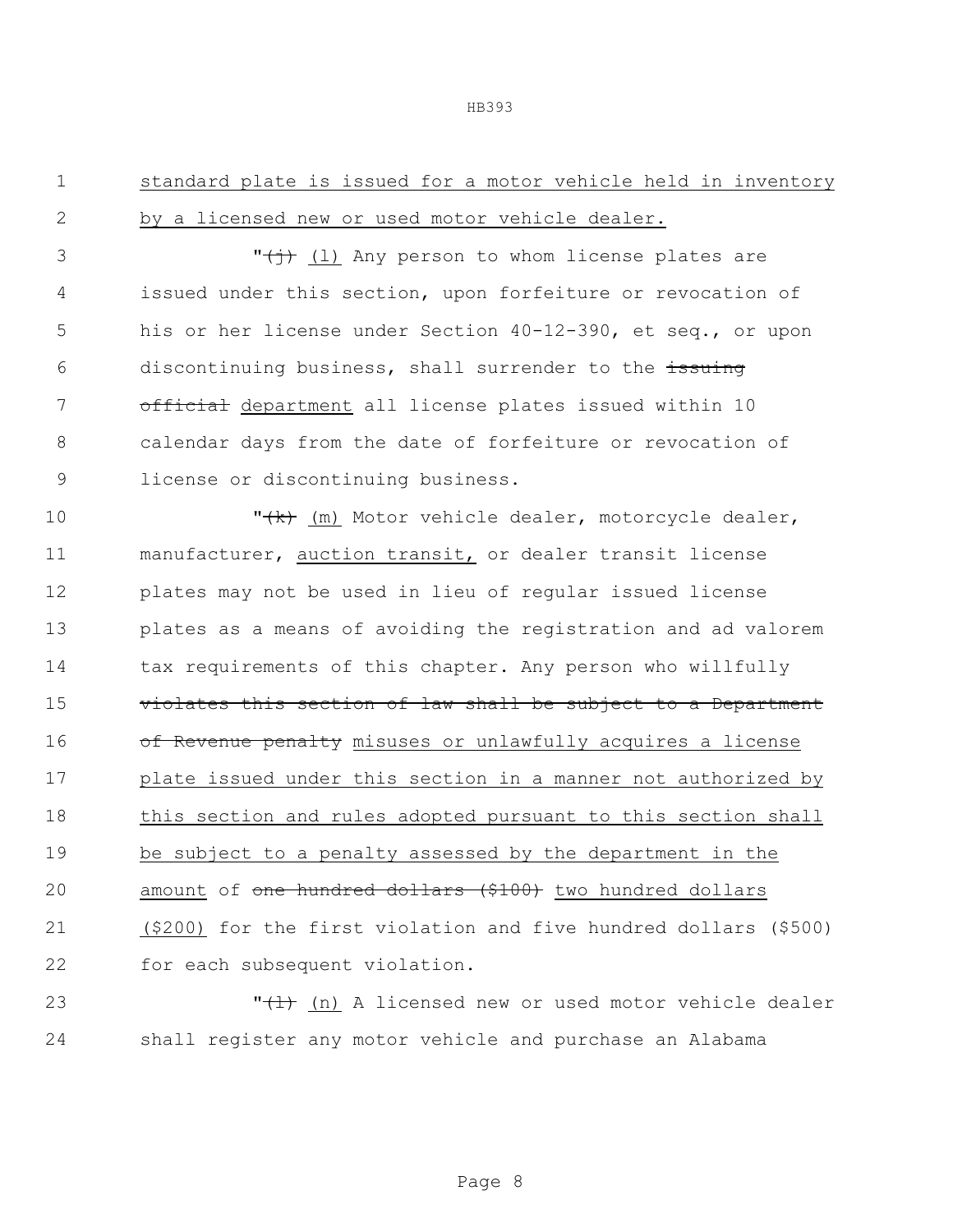standard plate is issued for a motor vehicle held in inventory by a licensed new or used motor vehicle dealer.

"~~(j)~~ (l) Any person to whom license plates are issued under this section, upon forfeiture or revocation of his or her license under Section 40-12-390, et seq., or upon discontinuing business, shall surrender to the ~~issuing official~~ department all license plates issued within 10 calendar days from the date of forfeiture or revocation of license or discontinuing business.

"~~(k)~~ (m) Motor vehicle dealer, motorcycle dealer, manufacturer, auction transit, or dealer transit license plates may not be used in lieu of regular issued license plates as a means of avoiding the registration and ad valorem tax requirements of this chapter. Any person who willfully ~~violates this section of law shall be subject to a Department of Revenue penalty~~ misuses or unlawfully acquires a license plate issued under this section in a manner not authorized by this section and rules adopted pursuant to this section shall be subject to a penalty assessed by the department in the amount of ~~one hundred dollars ($100)~~ two hundred dollars ($200) for the first violation and five hundred dollars ($500) for each subsequent violation.

"~~(l)~~ (n) A licensed new or used motor vehicle dealer shall register any motor vehicle and purchase an Alabama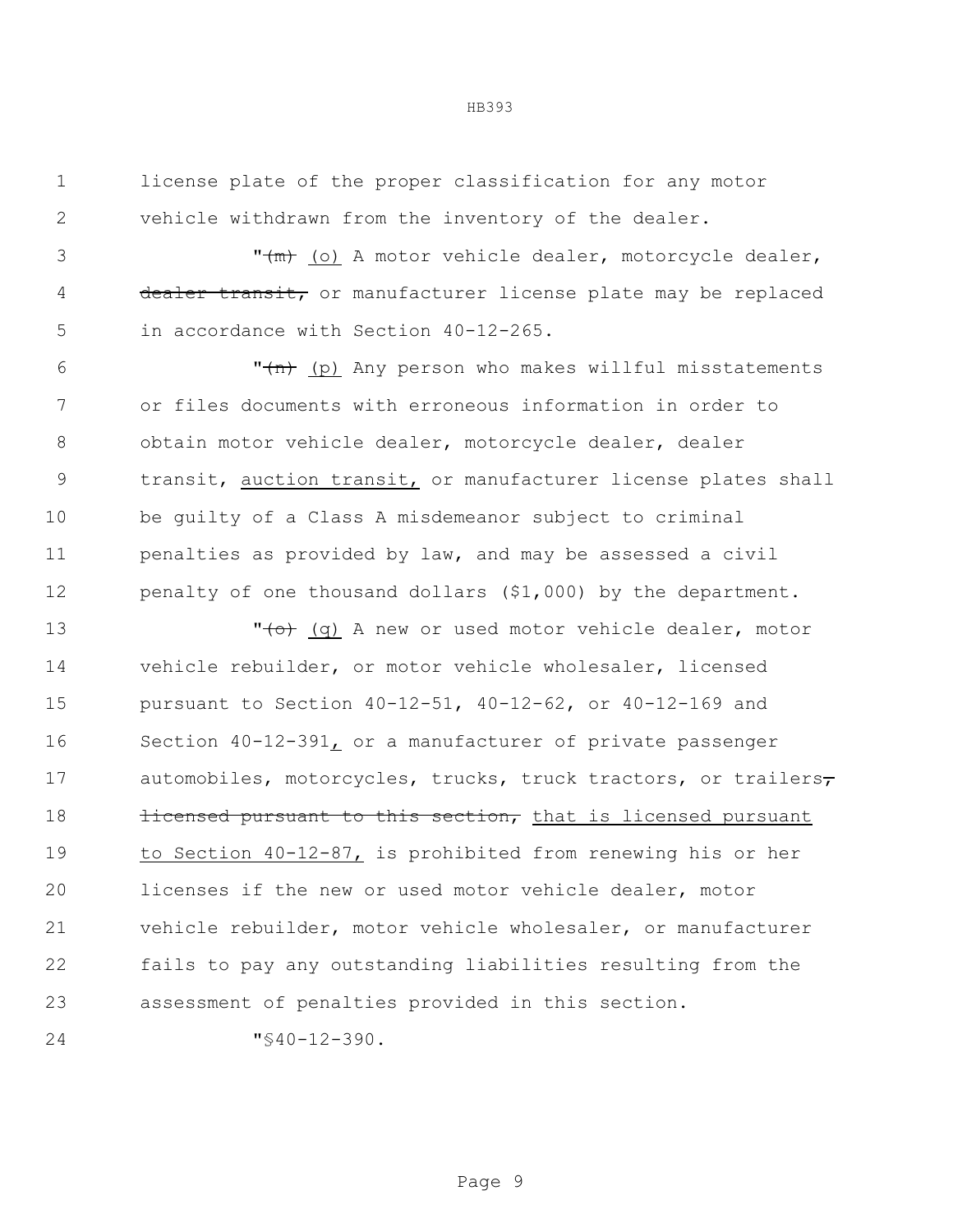license plate of the proper classification for any motor vehicle withdrawn from the inventory of the dealer.

"~~(m)~~ <u>(o)</u> A motor vehicle dealer, motorcycle dealer, ~~dealer transit,~~ or manufacturer license plate may be replaced in accordance with Section 40-12-265.

"~~(n)~~ <u>(p)</u> Any person who makes willful misstatements or files documents with erroneous information in order to obtain motor vehicle dealer, motorcycle dealer, dealer transit, <u>auction transit,</u> or manufacturer license plates shall be guilty of a Class A misdemeanor subject to criminal penalties as provided by law, and may be assessed a civil penalty of one thousand dollars ($1,000) by the department.

"~~(o)~~ <u>(q)</u> A new or used motor vehicle dealer, motor vehicle rebuilder, or motor vehicle wholesaler, licensed pursuant to Section 40-12-51, 40-12-62, or 40-12-169 and Section 40-12-391<u>,</u> or a manufacturer of private passenger automobiles, motorcycles, trucks, truck tractors, or trailers~~,~~ ~~licensed pursuant to this section,~~ <u>that is licensed pursuant to Section 40-12-87,</u> is prohibited from renewing his or her licenses if the new or used motor vehicle dealer, motor vehicle rebuilder, motor vehicle wholesaler, or manufacturer fails to pay any outstanding liabilities resulting from the assessment of penalties provided in this section.

"§40-12-390.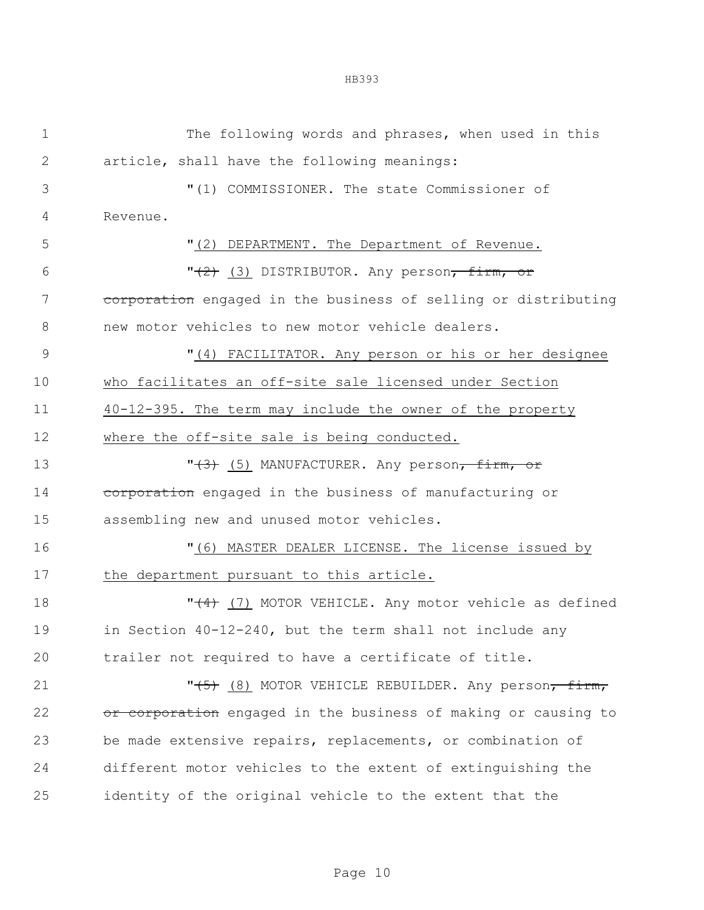The following words and phrases, when used in this article, shall have the following meanings:

"(1) COMMISSIONER. The state Commissioner of Revenue.

"(2) DEPARTMENT. The Department of Revenue.

"~~(2)~~ (3) DISTRIBUTOR. Any person~~, firm, or corporation~~ engaged in the business of selling or distributing new motor vehicles to new motor vehicle dealers.

"(4) FACILITATOR. Any person or his or her designee who facilitates an off-site sale licensed under Section 40-12-395. The term may include the owner of the property where the off-site sale is being conducted.

"~~(3)~~ (5) MANUFACTURER. Any person~~, firm, or corporation~~ engaged in the business of manufacturing or assembling new and unused motor vehicles.

"(6) MASTER DEALER LICENSE. The license issued by the department pursuant to this article.

"~~(4)~~ (7) MOTOR VEHICLE. Any motor vehicle as defined in Section 40-12-240, but the term shall not include any trailer not required to have a certificate of title.

"~~(5)~~ (8) MOTOR VEHICLE REBUILDER. Any person~~, firm, or corporation~~ engaged in the business of making or causing to be made extensive repairs, replacements, or combination of different motor vehicles to the extent of extinguishing the identity of the original vehicle to the extent that the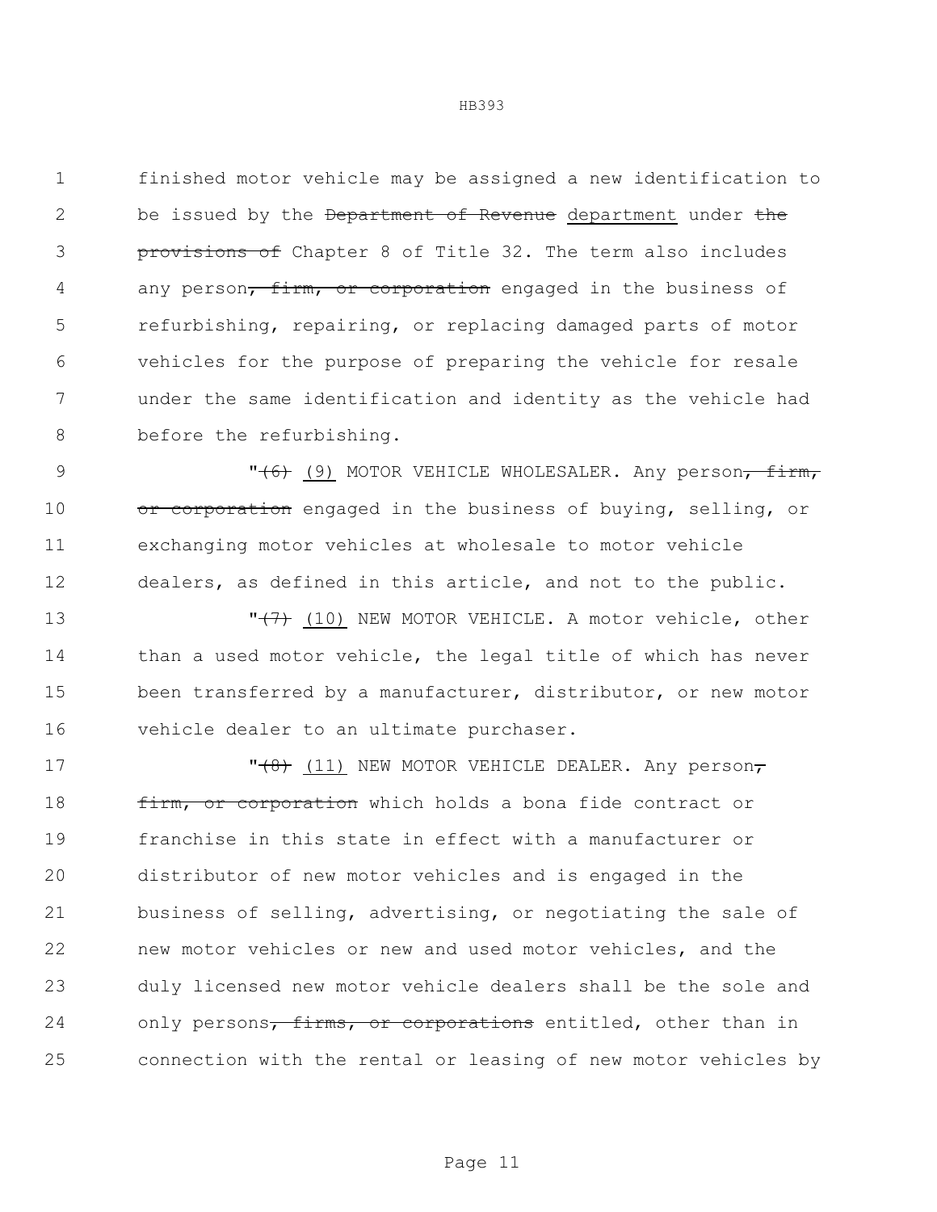finished motor vehicle may be assigned a new identification to be issued by the ~~Department of Revenue~~ department under ~~the provisions of~~ Chapter 8 of Title 32. The term also includes any person~~, firm, or corporation~~ engaged in the business of refurbishing, repairing, or replacing damaged parts of motor vehicles for the purpose of preparing the vehicle for resale under the same identification and identity as the vehicle had before the refurbishing.

"~~(6)~~ (9) MOTOR VEHICLE WHOLESALER. Any person~~, firm, or corporation~~ engaged in the business of buying, selling, or exchanging motor vehicles at wholesale to motor vehicle dealers, as defined in this article, and not to the public.

"~~(7)~~ (10) NEW MOTOR VEHICLE. A motor vehicle, other than a used motor vehicle, the legal title of which has never been transferred by a manufacturer, distributor, or new motor vehicle dealer to an ultimate purchaser.

"~~(8)~~ (11) NEW MOTOR VEHICLE DEALER. Any person~~, firm, or corporation~~ which holds a bona fide contract or franchise in this state in effect with a manufacturer or distributor of new motor vehicles and is engaged in the business of selling, advertising, or negotiating the sale of new motor vehicles or new and used motor vehicles, and the duly licensed new motor vehicle dealers shall be the sole and only persons~~, firms, or corporations~~ entitled, other than in connection with the rental or leasing of new motor vehicles by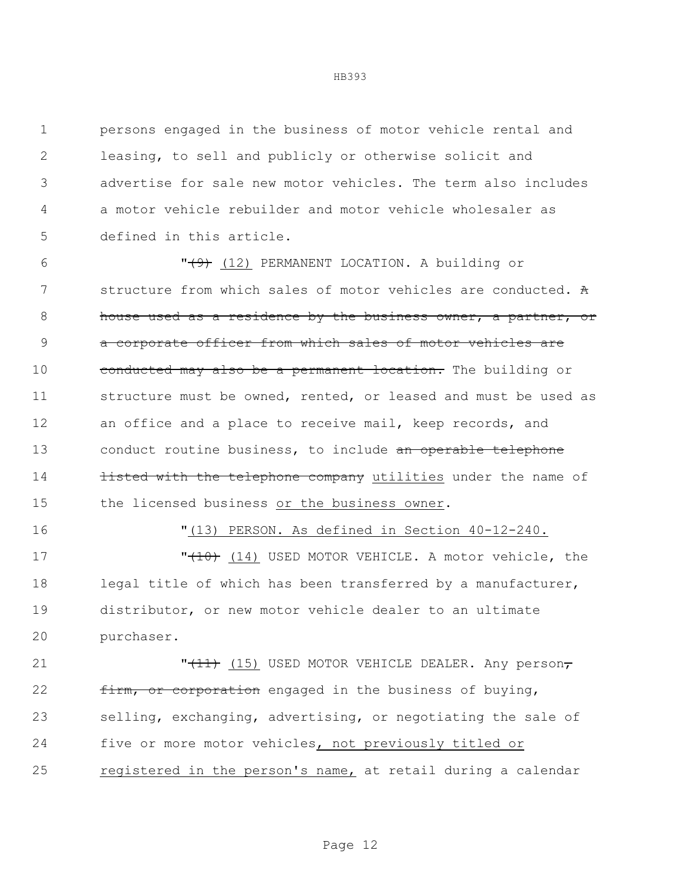persons engaged in the business of motor vehicle rental and leasing, to sell and publicly or otherwise solicit and advertise for sale new motor vehicles. The term also includes a motor vehicle rebuilder and motor vehicle wholesaler as defined in this article.

"~~(9)~~ (12) PERMANENT LOCATION. A building or structure from which sales of motor vehicles are conducted. ~~A house used as a residence by the business owner, a partner, or a corporate officer from which sales of motor vehicles are conducted may also be a permanent location.~~ The building or structure must be owned, rented, or leased and must be used as an office and a place to receive mail, keep records, and conduct routine business, to include ~~an operable telephone listed with the telephone company~~ utilities under the name of the licensed business or the business owner.

"(13) PERSON. As defined in Section 40-12-240.

"~~(10)~~ (14) USED MOTOR VEHICLE. A motor vehicle, the legal title of which has been transferred by a manufacturer, distributor, or new motor vehicle dealer to an ultimate purchaser.

"~~(11)~~ (15) USED MOTOR VEHICLE DEALER. Any person~~, firm, or corporation~~ engaged in the business of buying, selling, exchanging, advertising, or negotiating the sale of five or more motor vehicles, not previously titled or registered in the person's name, at retail during a calendar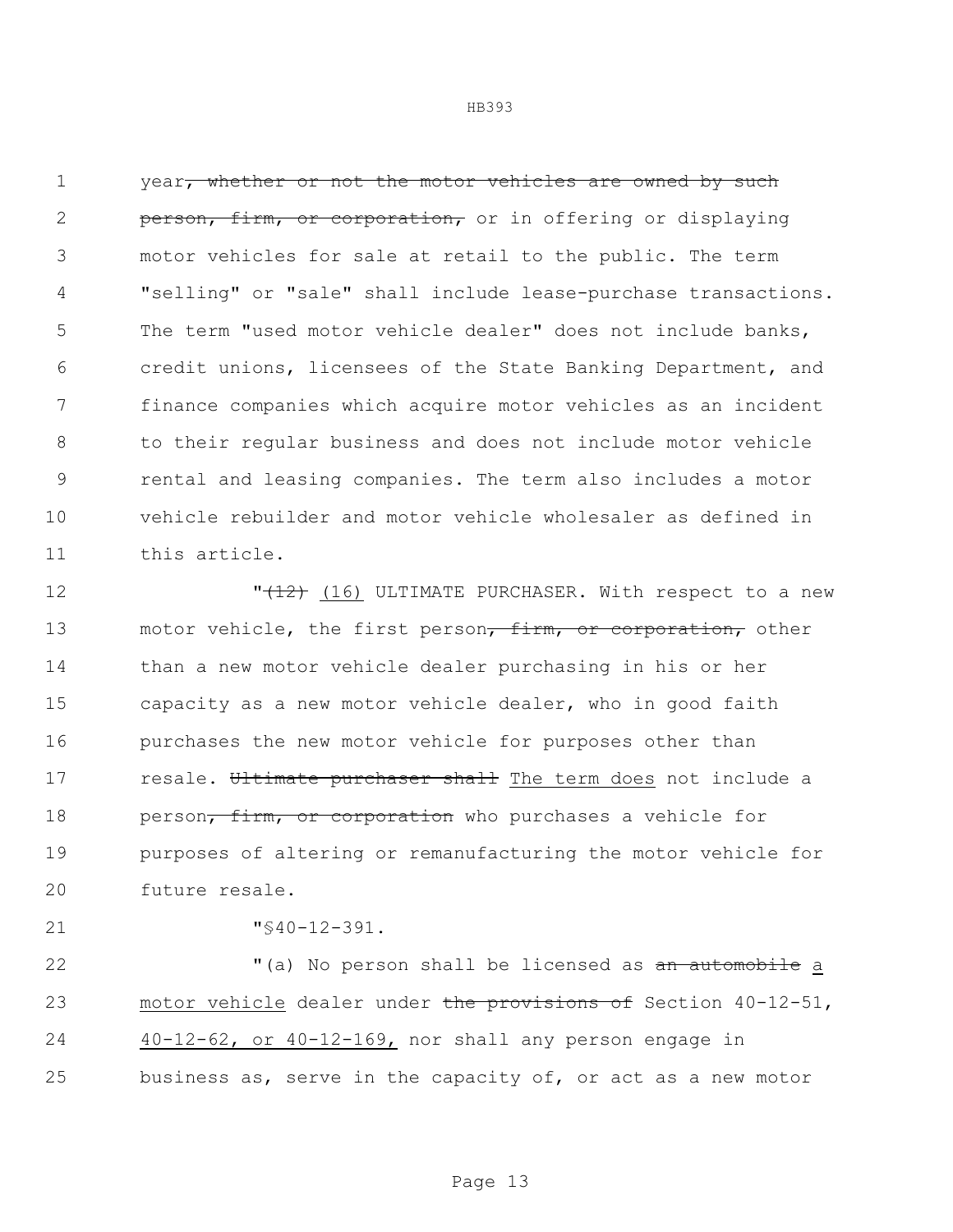year~~, whether or not the motor vehicles are owned by such person, firm, or corporation,~~ or in offering or displaying motor vehicles for sale at retail to the public. The term "selling" or "sale" shall include lease-purchase transactions. The term "used motor vehicle dealer" does not include banks, credit unions, licensees of the State Banking Department, and finance companies which acquire motor vehicles as an incident to their regular business and does not include motor vehicle rental and leasing companies. The term also includes a motor vehicle rebuilder and motor vehicle wholesaler as defined in this article.

"~~(12)~~ (16) ULTIMATE PURCHASER. With respect to a new motor vehicle, the first person~~, firm, or corporation,~~ other than a new motor vehicle dealer purchasing in his or her capacity as a new motor vehicle dealer, who in good faith purchases the new motor vehicle for purposes other than resale. ~~Ultimate purchaser shall~~ The term does not include a person~~, firm, or corporation~~ who purchases a vehicle for purposes of altering or remanufacturing the motor vehicle for future resale.

"§40-12-391.

"(a) No person shall be licensed as ~~an automobile~~ a motor vehicle dealer under ~~the provisions of~~ Section 40-12-51, 40-12-62, or 40-12-169, nor shall any person engage in business as, serve in the capacity of, or act as a new motor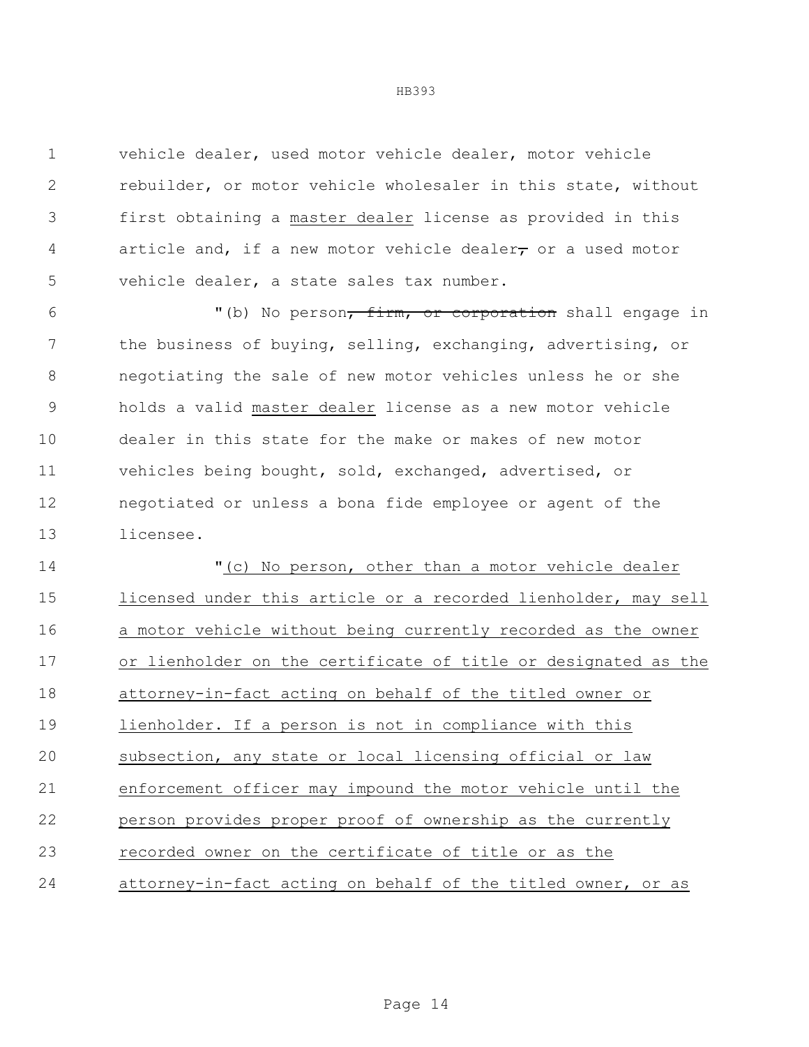vehicle dealer, used motor vehicle dealer, motor vehicle rebuilder, or motor vehicle wholesaler in this state, without first obtaining a <u>master dealer</u> license as provided in this article and, if a new motor vehicle dealer~~,~~ or a used motor vehicle dealer, a state sales tax number.

"(b) No person~~, firm, or corporation~~ shall engage in the business of buying, selling, exchanging, advertising, or negotiating the sale of new motor vehicles unless he or she holds a valid <u>master dealer</u> license as a new motor vehicle dealer in this state for the make or makes of new motor vehicles being bought, sold, exchanged, advertised, or negotiated or unless a bona fide employee or agent of the licensee.

"<u>(c) No person, other than a motor vehicle dealer licensed under this article or a recorded lienholder, may sell a motor vehicle without being currently recorded as the owner or lienholder on the certificate of title or designated as the attorney-in-fact acting on behalf of the titled owner or lienholder. If a person is not in compliance with this subsection, any state or local licensing official or law enforcement officer may impound the motor vehicle until the person provides proper proof of ownership as the currently recorded owner on the certificate of title or as the attorney-in-fact acting on behalf of the titled owner, or as</u>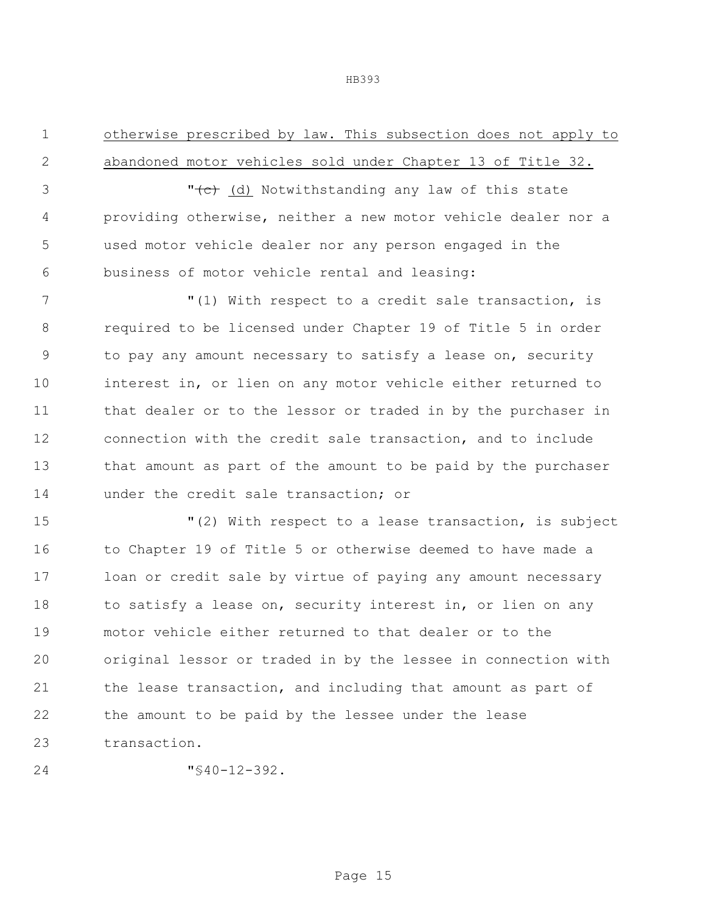otherwise prescribed by law. This subsection does not apply to abandoned motor vehicles sold under Chapter 13 of Title 32.

"~~(c)~~ (d) Notwithstanding any law of this state providing otherwise, neither a new motor vehicle dealer nor a used motor vehicle dealer nor any person engaged in the business of motor vehicle rental and leasing:

"(1) With respect to a credit sale transaction, is required to be licensed under Chapter 19 of Title 5 in order to pay any amount necessary to satisfy a lease on, security interest in, or lien on any motor vehicle either returned to that dealer or to the lessor or traded in by the purchaser in connection with the credit sale transaction, and to include that amount as part of the amount to be paid by the purchaser under the credit sale transaction; or

"(2) With respect to a lease transaction, is subject to Chapter 19 of Title 5 or otherwise deemed to have made a loan or credit sale by virtue of paying any amount necessary to satisfy a lease on, security interest in, or lien on any motor vehicle either returned to that dealer or to the original lessor or traded in by the lessee in connection with the lease transaction, and including that amount as part of the amount to be paid by the lessee under the lease transaction.

"§40-12-392.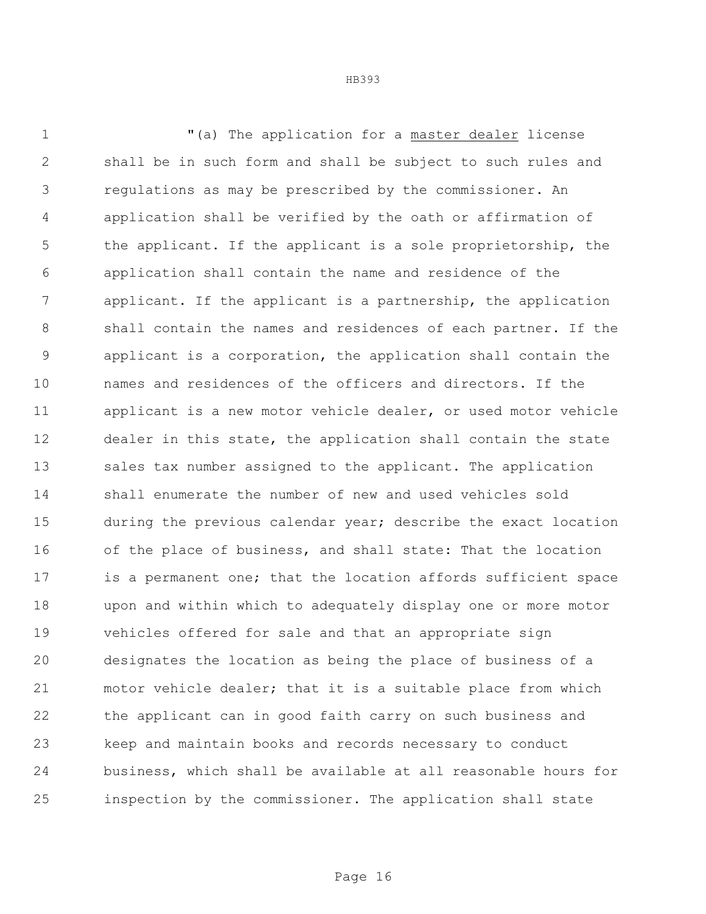"(a) The application for a <u>master dealer</u> license shall be in such form and shall be subject to such rules and regulations as may be prescribed by the commissioner. An application shall be verified by the oath or affirmation of the applicant. If the applicant is a sole proprietorship, the application shall contain the name and residence of the applicant. If the applicant is a partnership, the application shall contain the names and residences of each partner. If the applicant is a corporation, the application shall contain the names and residences of the officers and directors. If the applicant is a new motor vehicle dealer, or used motor vehicle dealer in this state, the application shall contain the state sales tax number assigned to the applicant. The application shall enumerate the number of new and used vehicles sold during the previous calendar year; describe the exact location of the place of business, and shall state: That the location is a permanent one; that the location affords sufficient space upon and within which to adequately display one or more motor vehicles offered for sale and that an appropriate sign designates the location as being the place of business of a motor vehicle dealer; that it is a suitable place from which the applicant can in good faith carry on such business and keep and maintain books and records necessary to conduct business, which shall be available at all reasonable hours for inspection by the commissioner. The application shall state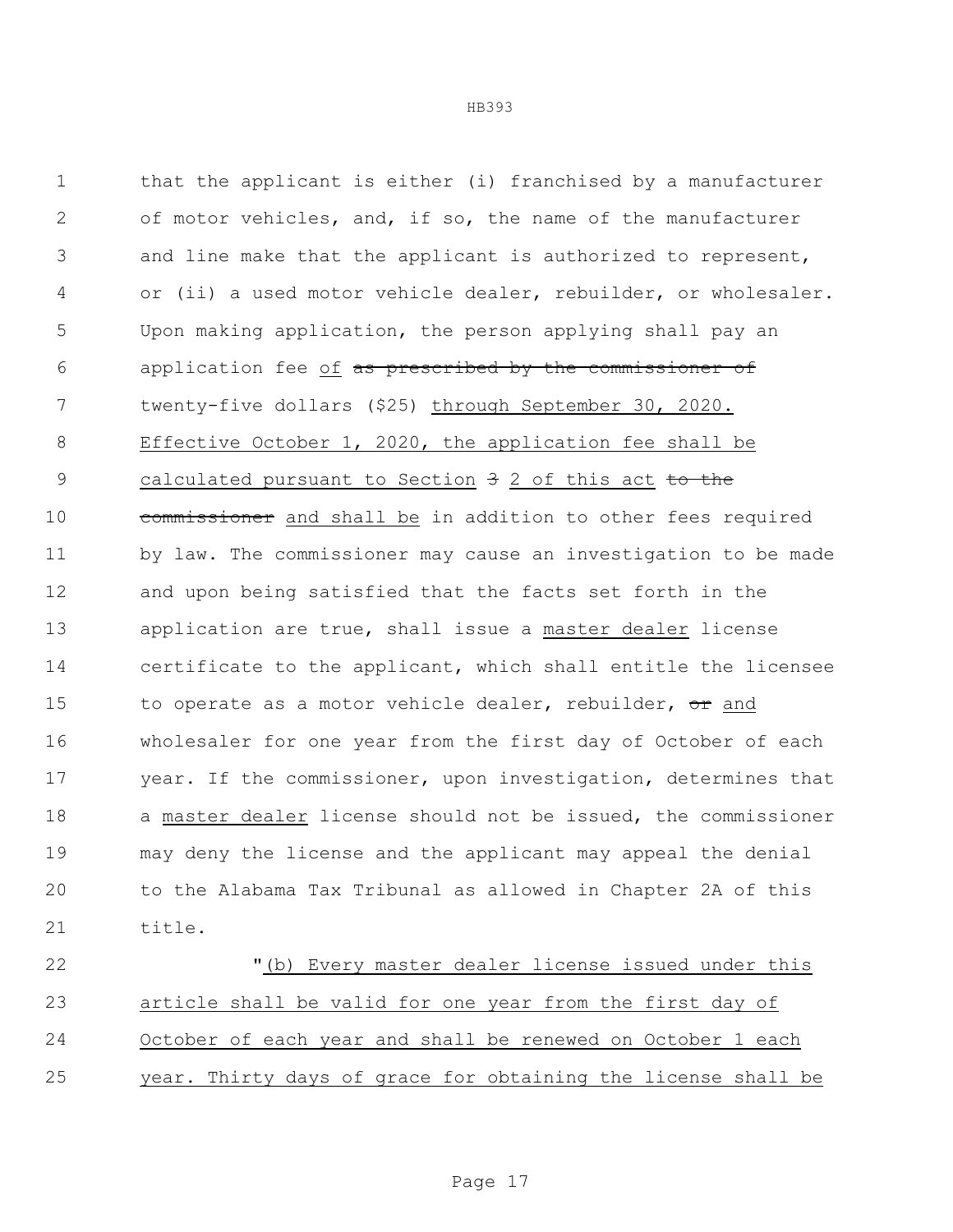that the applicant is either (i) franchised by a manufacturer of motor vehicles, and, if so, the name of the manufacturer and line make that the applicant is authorized to represent, or (ii) a used motor vehicle dealer, rebuilder, or wholesaler. Upon making application, the person applying shall pay an application fee <u>of</u> ~~as prescribed by the commissioner of~~ twenty-five dollars ($25) <u>through September 30, 2020. Effective October 1, 2020, the application fee shall be calculated pursuant to Section</u> ~~3~~ <u>2 of this act</u> ~~to the commissioner~~ <u>and shall be</u> in addition to other fees required by law. The commissioner may cause an investigation to be made and upon being satisfied that the facts set forth in the application are true, shall issue a <u>master dealer</u> license certificate to the applicant, which shall entitle the licensee to operate as a motor vehicle dealer, rebuilder, ~~or~~ <u>and</u> wholesaler for one year from the first day of October of each year. If the commissioner, upon investigation, determines that a <u>master dealer</u> license should not be issued, the commissioner may deny the license and the applicant may appeal the denial to the Alabama Tax Tribunal as allowed in Chapter 2A of this title.

"<u>(b) Every master dealer license issued under this article shall be valid for one year from the first day of October of each year and shall be renewed on October 1 each year. Thirty days of grace for obtaining the license shall be</u>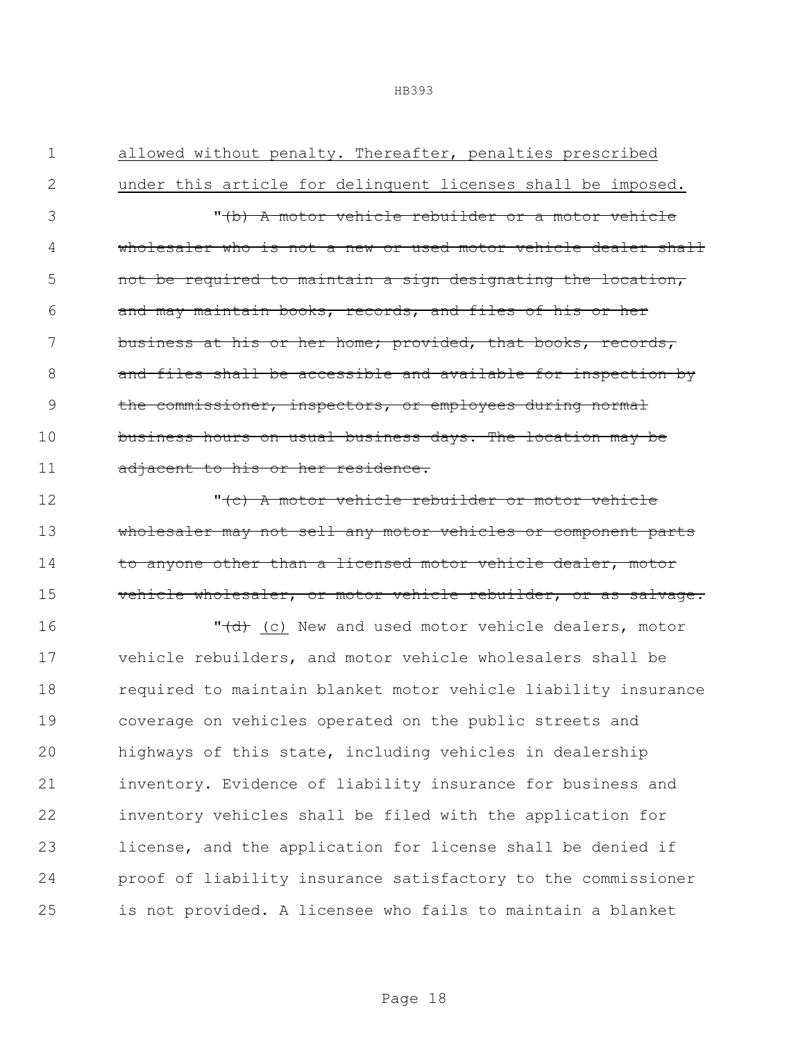allowed without penalty. Thereafter, penalties prescribed under this article for delinquent licenses shall be imposed.

"~~(b) A motor vehicle rebuilder or a motor vehicle wholesaler who is not a new or used motor vehicle dealer shall not be required to maintain a sign designating the location, and may maintain books, records, and files of his or her business at his or her home; provided, that books, records, and files shall be accessible and available for inspection by the commissioner, inspectors, or employees during normal business hours on usual business days. The location may be adjacent to his or her residence.~~

"~~(c) A motor vehicle rebuilder or motor vehicle wholesaler may not sell any motor vehicles or component parts to anyone other than a licensed motor vehicle dealer, motor vehicle wholesaler, or motor vehicle rebuilder, or as salvage.~~

"~~(d)~~ (c) New and used motor vehicle dealers, motor vehicle rebuilders, and motor vehicle wholesalers shall be required to maintain blanket motor vehicle liability insurance coverage on vehicles operated on the public streets and highways of this state, including vehicles in dealership inventory. Evidence of liability insurance for business and inventory vehicles shall be filed with the application for license, and the application for license shall be denied if proof of liability insurance satisfactory to the commissioner is not provided. A licensee who fails to maintain a blanket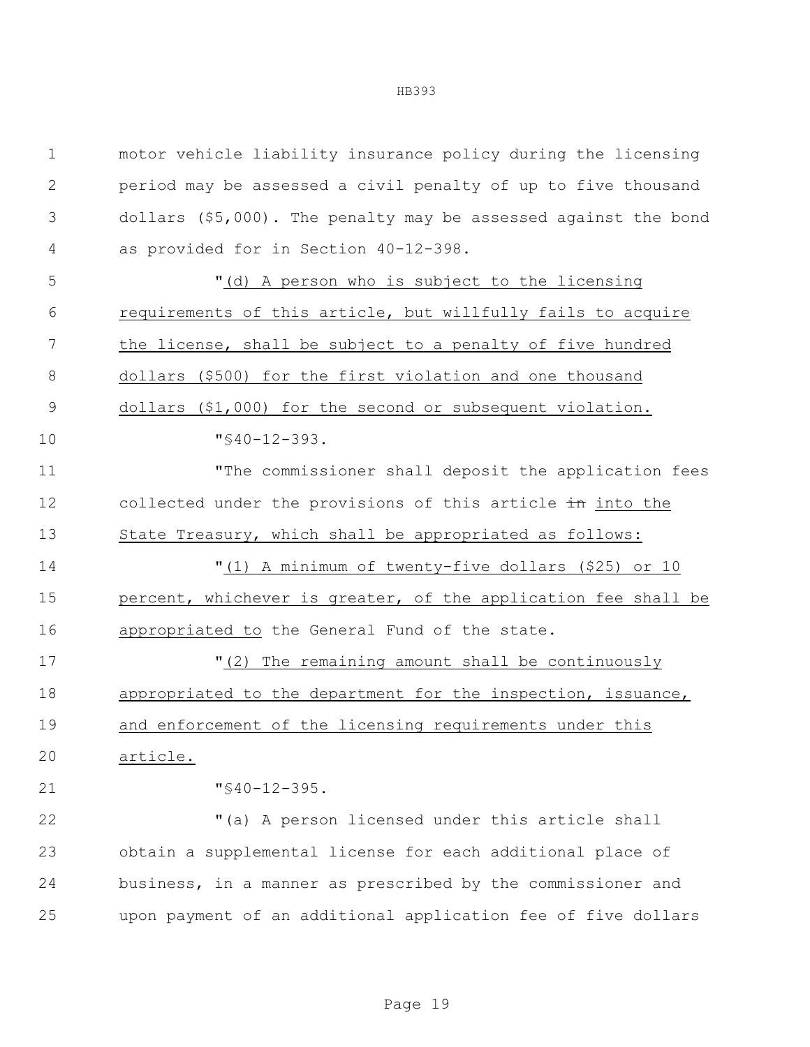motor vehicle liability insurance policy during the licensing period may be assessed a civil penalty of up to five thousand dollars ($5,000). The penalty may be assessed against the bond as provided for in Section 40-12-398.

"(d) A person who is subject to the licensing requirements of this article, but willfully fails to acquire the license, shall be subject to a penalty of five hundred dollars ($500) for the first violation and one thousand dollars ($1,000) for the second or subsequent violation.

"§40-12-393.

"The commissioner shall deposit the application fees collected under the provisions of this article ~~in~~ into the State Treasury, which shall be appropriated as follows:

"(1) A minimum of twenty-five dollars ($25) or 10 percent, whichever is greater, of the application fee shall be appropriated to the General Fund of the state.

"(2) The remaining amount shall be continuously appropriated to the department for the inspection, issuance, and enforcement of the licensing requirements under this article.

"§40-12-395.

"(a) A person licensed under this article shall obtain a supplemental license for each additional place of business, in a manner as prescribed by the commissioner and upon payment of an additional application fee of five dollars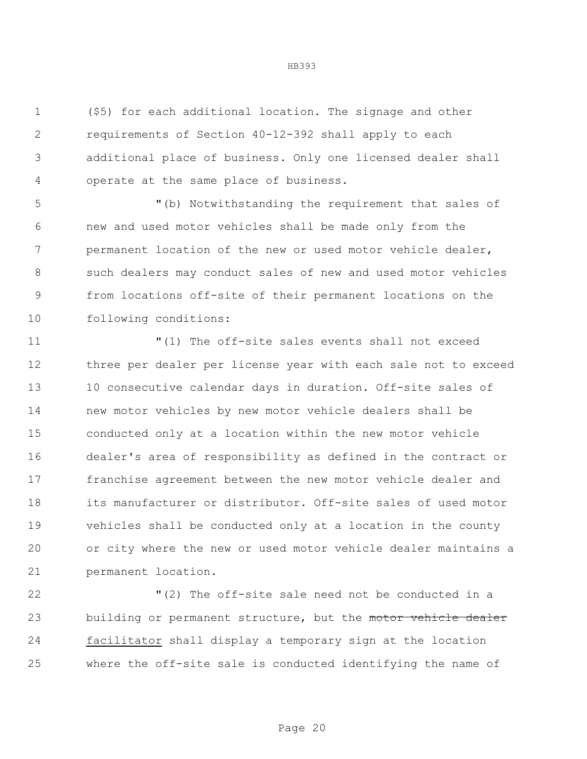($5) for each additional location. The signage and other requirements of Section 40-12-392 shall apply to each additional place of business. Only one licensed dealer shall operate at the same place of business.

"(b) Notwithstanding the requirement that sales of new and used motor vehicles shall be made only from the permanent location of the new or used motor vehicle dealer, such dealers may conduct sales of new and used motor vehicles from locations off-site of their permanent locations on the following conditions:

"(1) The off-site sales events shall not exceed three per dealer per license year with each sale not to exceed 10 consecutive calendar days in duration. Off-site sales of new motor vehicles by new motor vehicle dealers shall be conducted only at a location within the new motor vehicle dealer's area of responsibility as defined in the contract or franchise agreement between the new motor vehicle dealer and its manufacturer or distributor. Off-site sales of used motor vehicles shall be conducted only at a location in the county or city where the new or used motor vehicle dealer maintains a permanent location.

"(2) The off-site sale need not be conducted in a building or permanent structure, but the ~~motor vehicle dealer~~ <u>facilitator</u> shall display a temporary sign at the location where the off-site sale is conducted identifying the name of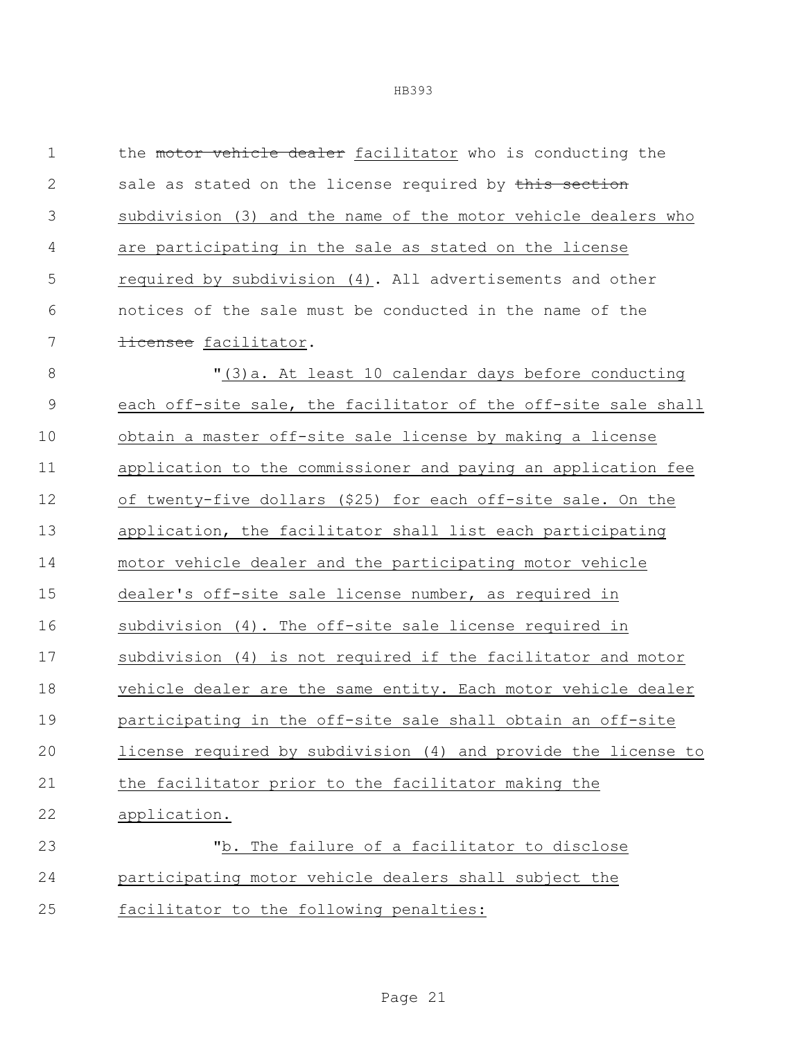the ~~motor vehicle dealer~~ facilitator who is conducting the sale as stated on the license required by ~~this section~~ subdivision (3) and the name of the motor vehicle dealers who are participating in the sale as stated on the license required by subdivision (4). All advertisements and other notices of the sale must be conducted in the name of the ~~licensee~~ facilitator.

"(3)a. At least 10 calendar days before conducting each off-site sale, the facilitator of the off-site sale shall obtain a master off-site sale license by making a license application to the commissioner and paying an application fee of twenty-five dollars ($25) for each off-site sale. On the application, the facilitator shall list each participating motor vehicle dealer and the participating motor vehicle dealer's off-site sale license number, as required in subdivision (4). The off-site sale license required in subdivision (4) is not required if the facilitator and motor vehicle dealer are the same entity. Each motor vehicle dealer participating in the off-site sale shall obtain an off-site license required by subdivision (4) and provide the license to the facilitator prior to the facilitator making the application.

"b. The failure of a facilitator to disclose participating motor vehicle dealers shall subject the facilitator to the following penalties: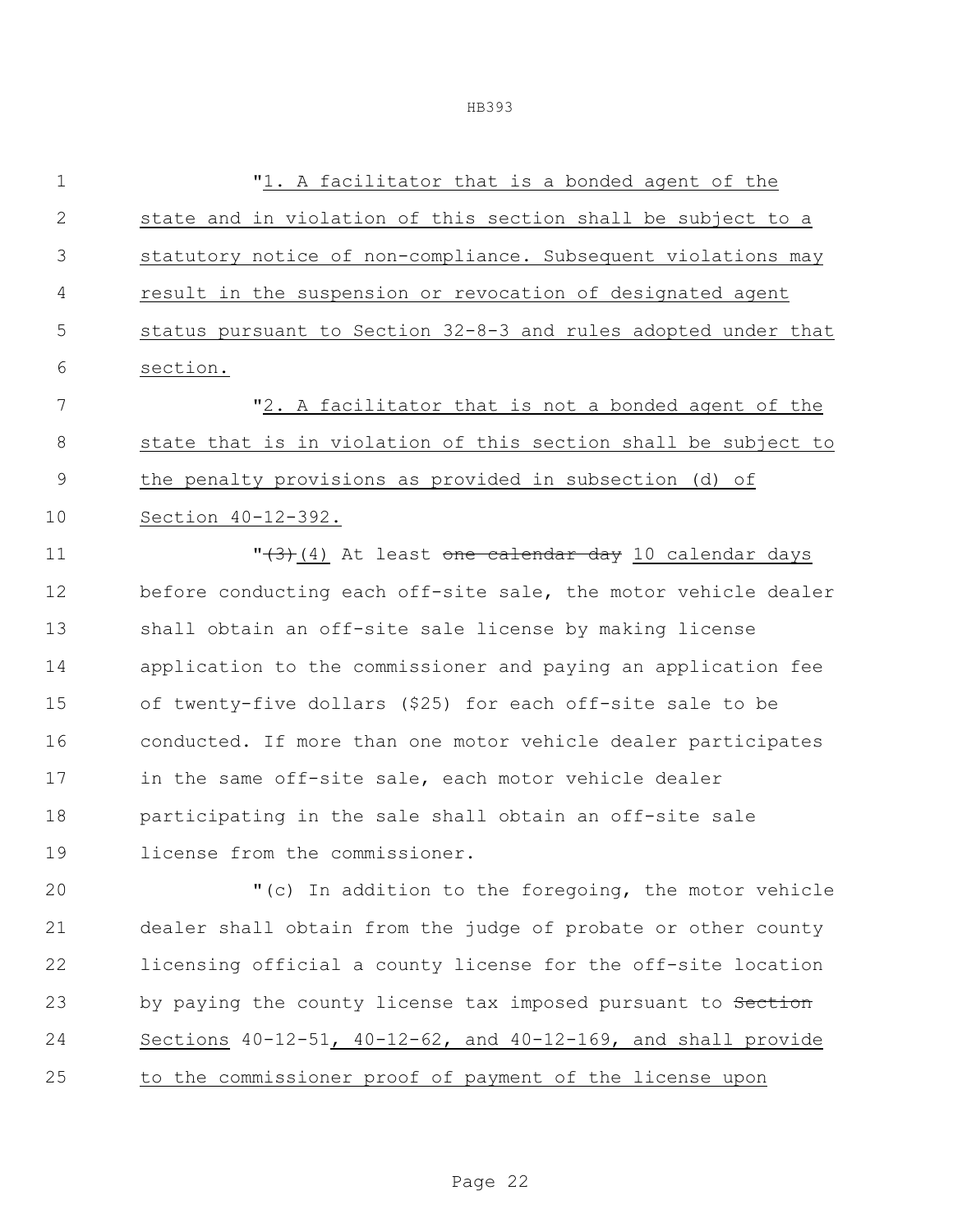"1. A facilitator that is a bonded agent of the state and in violation of this section shall be subject to a statutory notice of non-compliance. Subsequent violations may result in the suspension or revocation of designated agent status pursuant to Section 32-8-3 and rules adopted under that section.

"2. A facilitator that is not a bonded agent of the state that is in violation of this section shall be subject to the penalty provisions as provided in subsection (d) of Section 40-12-392.

"~~(3)~~(4) At least ~~one calendar day~~ 10 calendar days before conducting each off-site sale, the motor vehicle dealer shall obtain an off-site sale license by making license application to the commissioner and paying an application fee of twenty-five dollars ($25) for each off-site sale to be conducted. If more than one motor vehicle dealer participates in the same off-site sale, each motor vehicle dealer participating in the sale shall obtain an off-site sale license from the commissioner.

"(c) In addition to the foregoing, the motor vehicle dealer shall obtain from the judge of probate or other county licensing official a county license for the off-site location by paying the county license tax imposed pursuant to ~~Section~~ Sections 40-12-51, 40-12-62, and 40-12-169, and shall provide to the commissioner proof of payment of the license upon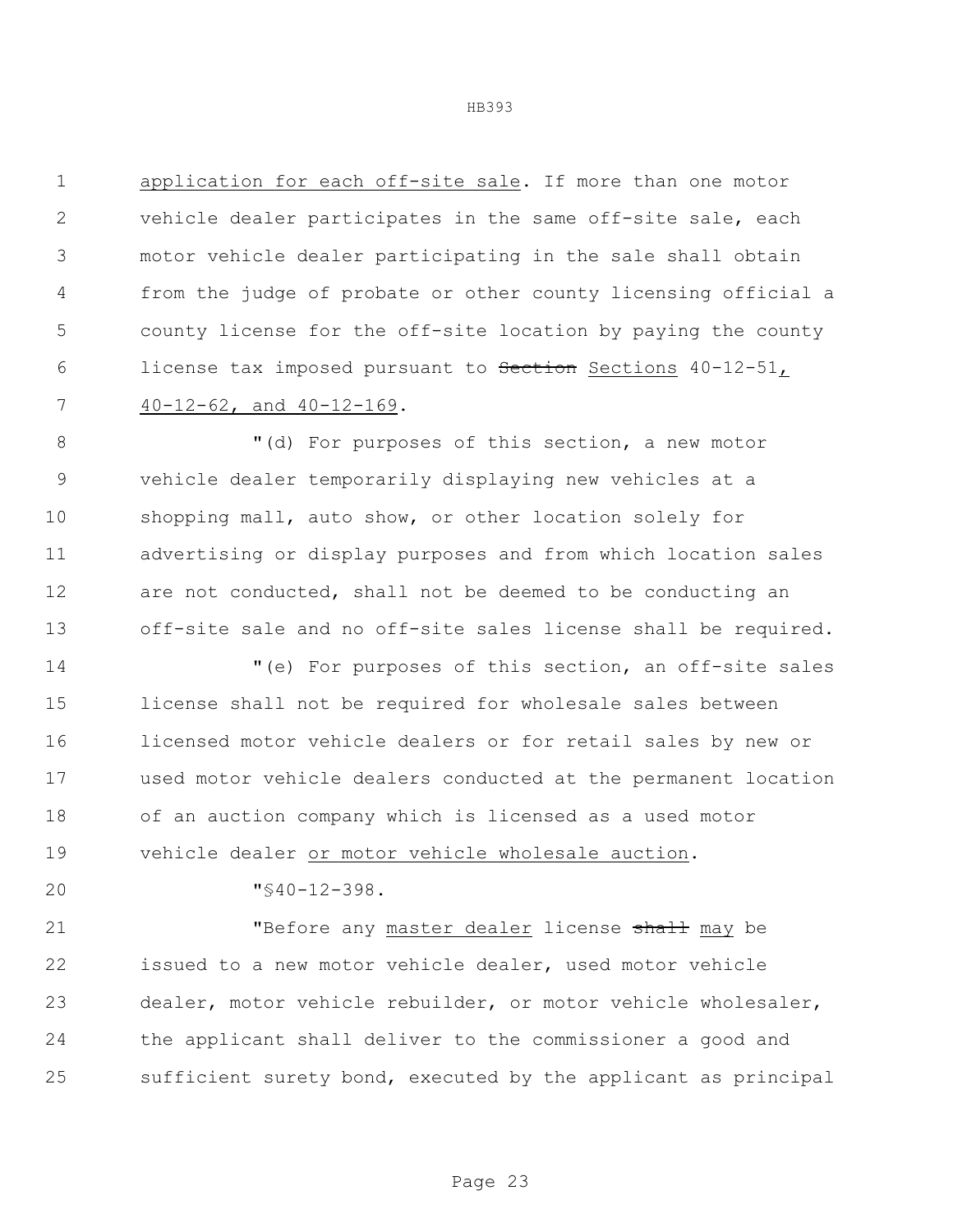application for each off-site sale. If more than one motor vehicle dealer participates in the same off-site sale, each motor vehicle dealer participating in the sale shall obtain from the judge of probate or other county licensing official a county license for the off-site location by paying the county license tax imposed pursuant to ~~Section~~ Sections 40-12-51, 40-12-62, and 40-12-169.

"(d) For purposes of this section, a new motor vehicle dealer temporarily displaying new vehicles at a shopping mall, auto show, or other location solely for advertising or display purposes and from which location sales are not conducted, shall not be deemed to be conducting an off-site sale and no off-site sales license shall be required.

"(e) For purposes of this section, an off-site sales license shall not be required for wholesale sales between licensed motor vehicle dealers or for retail sales by new or used motor vehicle dealers conducted at the permanent location of an auction company which is licensed as a used motor vehicle dealer or motor vehicle wholesale auction.

"§40-12-398.

"Before any master dealer license ~~shall~~ may be issued to a new motor vehicle dealer, used motor vehicle dealer, motor vehicle rebuilder, or motor vehicle wholesaler, the applicant shall deliver to the commissioner a good and sufficient surety bond, executed by the applicant as principal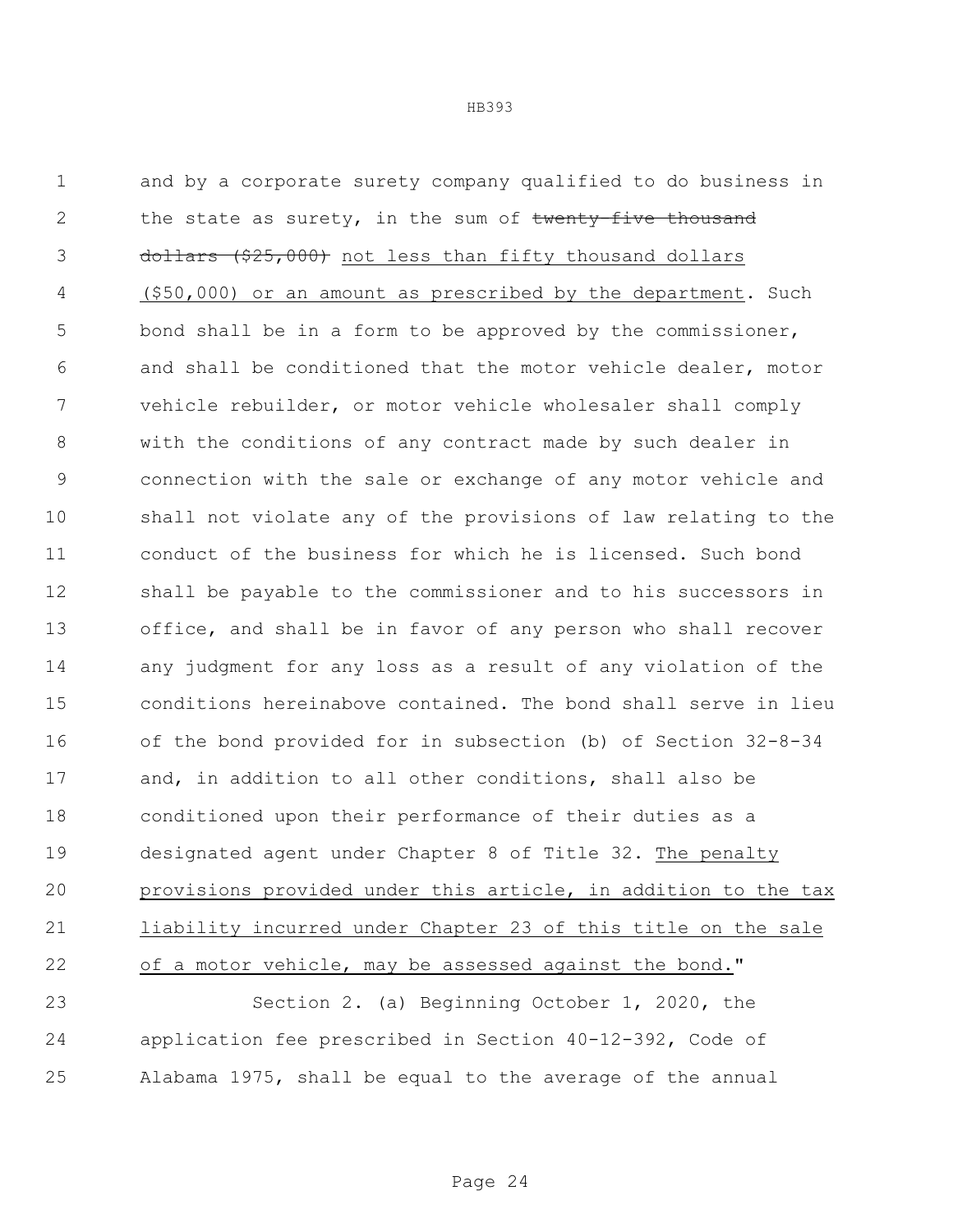and by a corporate surety company qualified to do business in the state as surety, in the sum of ~~twenty-five thousand dollars ($25,000)~~ <u>not less than fifty thousand dollars ($50,000) or an amount as prescribed by the department</u>. Such bond shall be in a form to be approved by the commissioner, and shall be conditioned that the motor vehicle dealer, motor vehicle rebuilder, or motor vehicle wholesaler shall comply with the conditions of any contract made by such dealer in connection with the sale or exchange of any motor vehicle and shall not violate any of the provisions of law relating to the conduct of the business for which he is licensed. Such bond shall be payable to the commissioner and to his successors in office, and shall be in favor of any person who shall recover any judgment for any loss as a result of any violation of the conditions hereinabove contained. The bond shall serve in lieu of the bond provided for in subsection (b) of Section 32-8-34 and, in addition to all other conditions, shall also be conditioned upon their performance of their duties as a designated agent under Chapter 8 of Title 32. <u>The penalty provisions provided under this article, in addition to the tax liability incurred under Chapter 23 of this title on the sale of a motor vehicle, may be assessed against the bond</u>."

Section 2. (a) Beginning October 1, 2020, the application fee prescribed in Section 40-12-392, Code of Alabama 1975, shall be equal to the average of the annual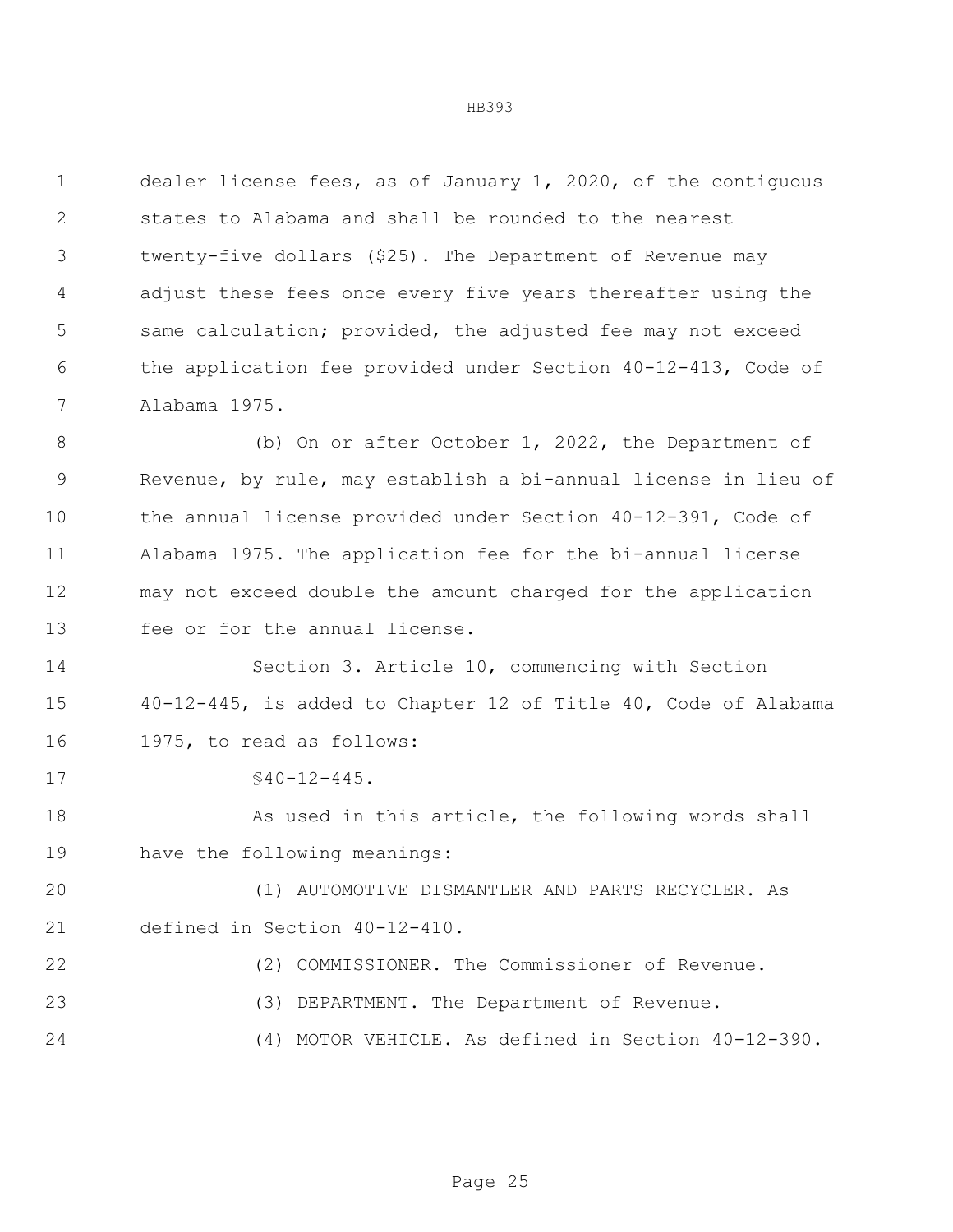dealer license fees, as of January 1, 2020, of the contiguous states to Alabama and shall be rounded to the nearest twenty-five dollars ($25). The Department of Revenue may adjust these fees once every five years thereafter using the same calculation; provided, the adjusted fee may not exceed the application fee provided under Section 40-12-413, Code of Alabama 1975.

(b) On or after October 1, 2022, the Department of Revenue, by rule, may establish a bi-annual license in lieu of the annual license provided under Section 40-12-391, Code of Alabama 1975. The application fee for the bi-annual license may not exceed double the amount charged for the application fee or for the annual license.

Section 3. Article 10, commencing with Section 40-12-445, is added to Chapter 12 of Title 40, Code of Alabama 1975, to read as follows:

§40-12-445.

As used in this article, the following words shall have the following meanings:

(1) AUTOMOTIVE DISMANTLER AND PARTS RECYCLER. As defined in Section 40-12-410.

(2) COMMISSIONER. The Commissioner of Revenue.

(3) DEPARTMENT. The Department of Revenue.

(4) MOTOR VEHICLE. As defined in Section 40-12-390.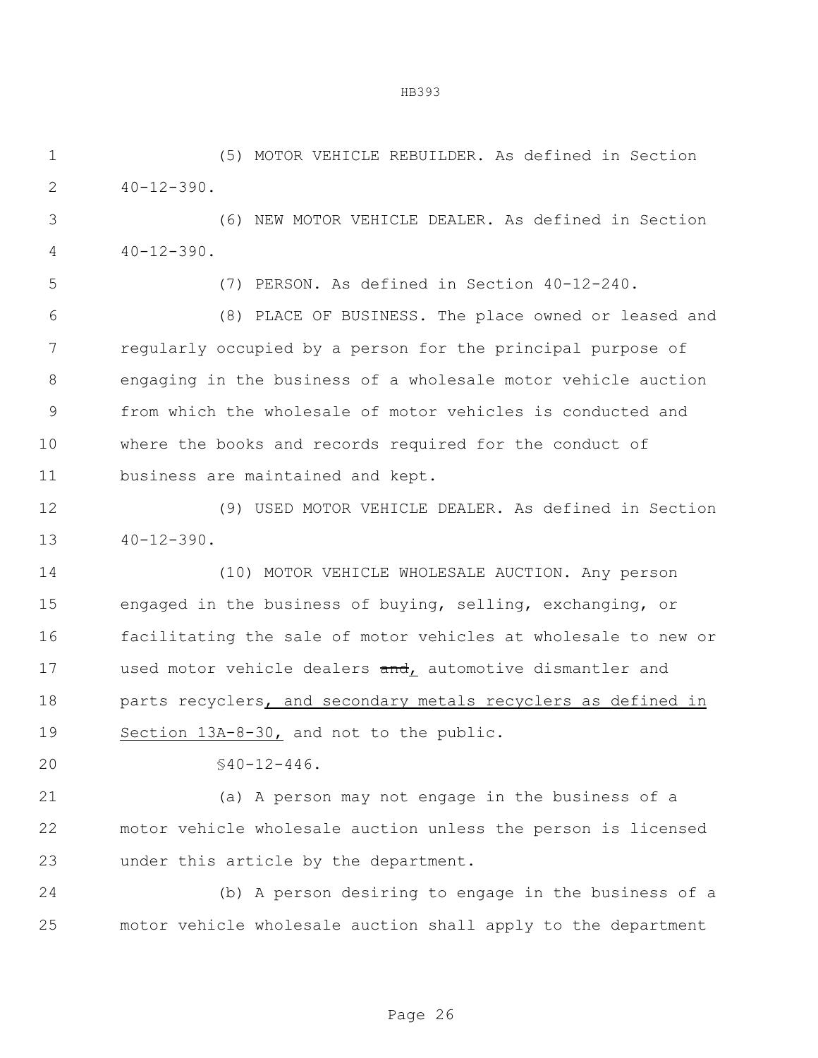(5) MOTOR VEHICLE REBUILDER. As defined in Section 40-12-390.

(6) NEW MOTOR VEHICLE DEALER. As defined in Section 40-12-390.

(7) PERSON. As defined in Section 40-12-240.

(8) PLACE OF BUSINESS. The place owned or leased and regularly occupied by a person for the principal purpose of engaging in the business of a wholesale motor vehicle auction from which the wholesale of motor vehicles is conducted and where the books and records required for the conduct of business are maintained and kept.

(9) USED MOTOR VEHICLE DEALER. As defined in Section 40-12-390.

(10) MOTOR VEHICLE WHOLESALE AUCTION. Any person engaged in the business of buying, selling, exchanging, or facilitating the sale of motor vehicles at wholesale to new or used motor vehicle dealers ~~and~~, automotive dismantler and parts recyclers, and secondary metals recyclers as defined in Section 13A-8-30, and not to the public.

§40-12-446.

(a) A person may not engage in the business of a motor vehicle wholesale auction unless the person is licensed under this article by the department.

(b) A person desiring to engage in the business of a motor vehicle wholesale auction shall apply to the department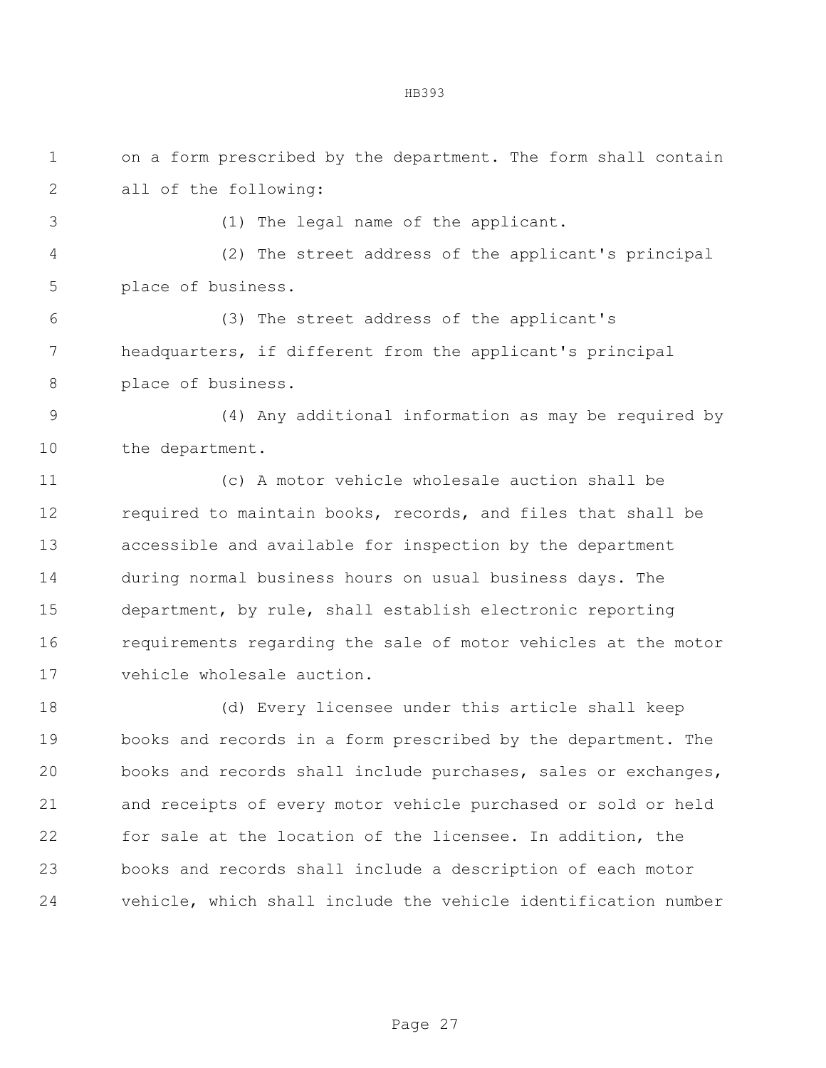on a form prescribed by the department. The form shall contain all of the following:

(1) The legal name of the applicant.

(2) The street address of the applicant's principal place of business.

(3) The street address of the applicant's headquarters, if different from the applicant's principal place of business.

(4) Any additional information as may be required by the department.

(c) A motor vehicle wholesale auction shall be required to maintain books, records, and files that shall be accessible and available for inspection by the department during normal business hours on usual business days. The department, by rule, shall establish electronic reporting requirements regarding the sale of motor vehicles at the motor vehicle wholesale auction.

(d) Every licensee under this article shall keep books and records in a form prescribed by the department. The books and records shall include purchases, sales or exchanges, and receipts of every motor vehicle purchased or sold or held for sale at the location of the licensee. In addition, the books and records shall include a description of each motor vehicle, which shall include the vehicle identification number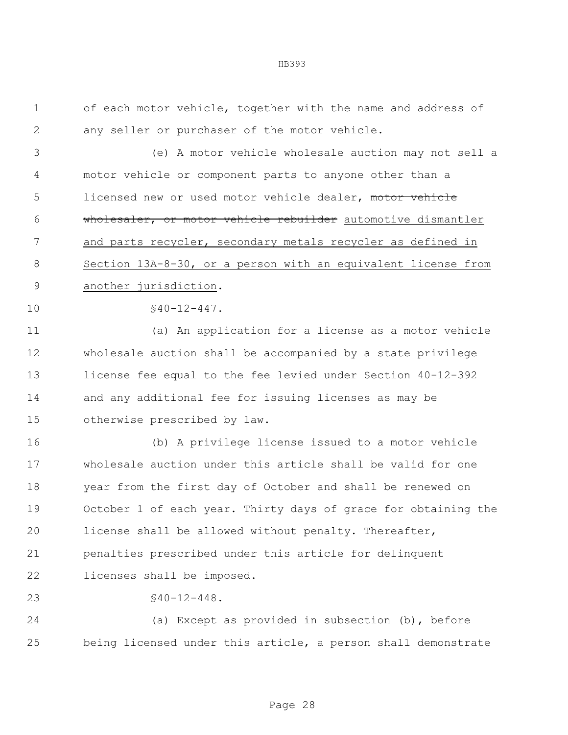of each motor vehicle, together with the name and address of any seller or purchaser of the motor vehicle.

(e) A motor vehicle wholesale auction may not sell a motor vehicle or component parts to anyone other than a licensed new or used motor vehicle dealer, ~~motor vehicle wholesaler, or motor vehicle rebuilder~~ <u>automotive dismantler and parts recycler, secondary metals recycler as defined in Section 13A-8-30, or a person with an equivalent license from another jurisdiction</u>.

§40-12-447.

(a) An application for a license as a motor vehicle wholesale auction shall be accompanied by a state privilege license fee equal to the fee levied under Section 40-12-392 and any additional fee for issuing licenses as may be otherwise prescribed by law.

(b) A privilege license issued to a motor vehicle wholesale auction under this article shall be valid for one year from the first day of October and shall be renewed on October 1 of each year. Thirty days of grace for obtaining the license shall be allowed without penalty. Thereafter, penalties prescribed under this article for delinquent licenses shall be imposed.

§40-12-448.

(a) Except as provided in subsection (b), before being licensed under this article, a person shall demonstrate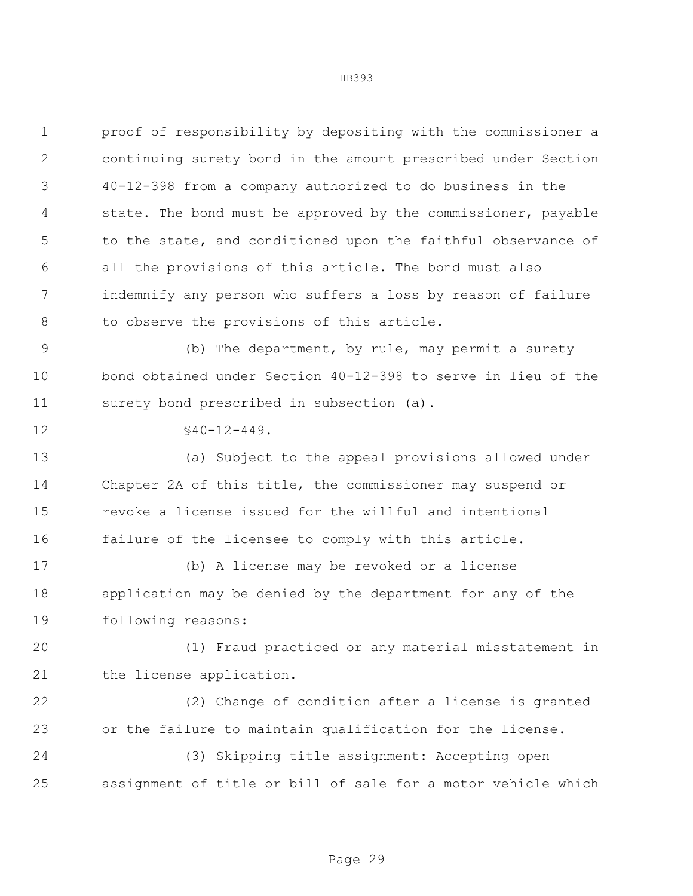proof of responsibility by depositing with the commissioner a continuing surety bond in the amount prescribed under Section 40-12-398 from a company authorized to do business in the state. The bond must be approved by the commissioner, payable to the state, and conditioned upon the faithful observance of all the provisions of this article. The bond must also indemnify any person who suffers a loss by reason of failure to observe the provisions of this article.

(b) The department, by rule, may permit a surety bond obtained under Section 40-12-398 to serve in lieu of the surety bond prescribed in subsection (a).

§40-12-449.

(a) Subject to the appeal provisions allowed under Chapter 2A of this title, the commissioner may suspend or revoke a license issued for the willful and intentional failure of the licensee to comply with this article.

(b) A license may be revoked or a license application may be denied by the department for any of the following reasons:

(1) Fraud practiced or any material misstatement in the license application.

(2) Change of condition after a license is granted or the failure to maintain qualification for the license.

~~(3) Skipping title assignment: Accepting open assignment of title or bill of sale for a motor vehicle which~~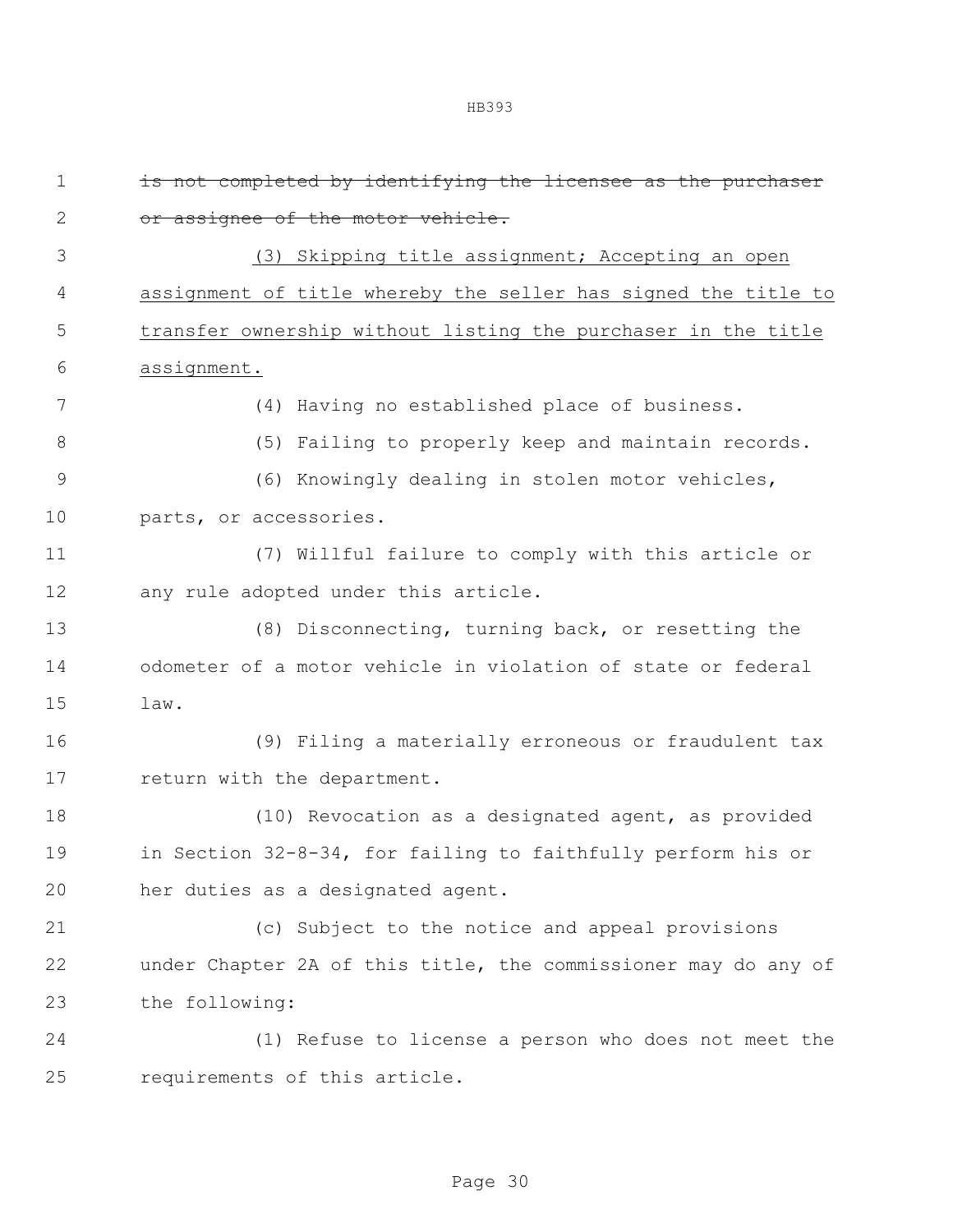~~is not completed by identifying the licensee as the purchaser or assignee of the motor vehicle.~~

(3) Skipping title assignment; Accepting an open assignment of title whereby the seller has signed the title to transfer ownership without listing the purchaser in the title assignment.

(4) Having no established place of business.

(5) Failing to properly keep and maintain records.

(6) Knowingly dealing in stolen motor vehicles, parts, or accessories.

(7) Willful failure to comply with this article or any rule adopted under this article.

(8) Disconnecting, turning back, or resetting the odometer of a motor vehicle in violation of state or federal law.

(9) Filing a materially erroneous or fraudulent tax return with the department.

(10) Revocation as a designated agent, as provided in Section 32-8-34, for failing to faithfully perform his or her duties as a designated agent.

(c) Subject to the notice and appeal provisions under Chapter 2A of this title, the commissioner may do any of the following:

(1) Refuse to license a person who does not meet the requirements of this article.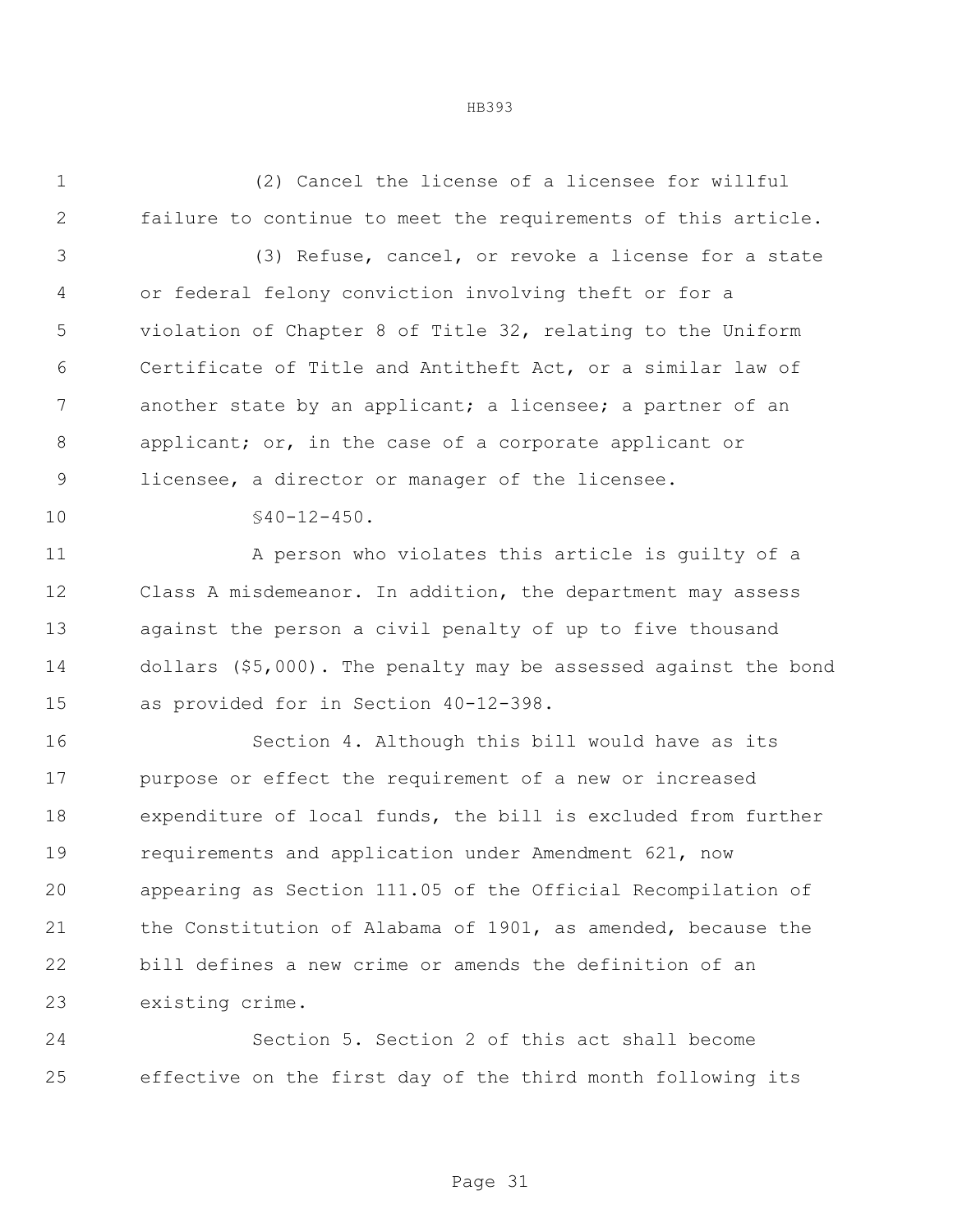(2) Cancel the license of a licensee for willful failure to continue to meet the requirements of this article.

(3) Refuse, cancel, or revoke a license for a state or federal felony conviction involving theft or for a violation of Chapter 8 of Title 32, relating to the Uniform Certificate of Title and Antitheft Act, or a similar law of another state by an applicant; a licensee; a partner of an applicant; or, in the case of a corporate applicant or licensee, a director or manager of the licensee.

§40-12-450.

A person who violates this article is guilty of a Class A misdemeanor. In addition, the department may assess against the person a civil penalty of up to five thousand dollars ($5,000). The penalty may be assessed against the bond as provided for in Section 40-12-398.

Section 4. Although this bill would have as its purpose or effect the requirement of a new or increased expenditure of local funds, the bill is excluded from further requirements and application under Amendment 621, now appearing as Section 111.05 of the Official Recompilation of the Constitution of Alabama of 1901, as amended, because the bill defines a new crime or amends the definition of an existing crime.

Section 5. Section 2 of this act shall become effective on the first day of the third month following its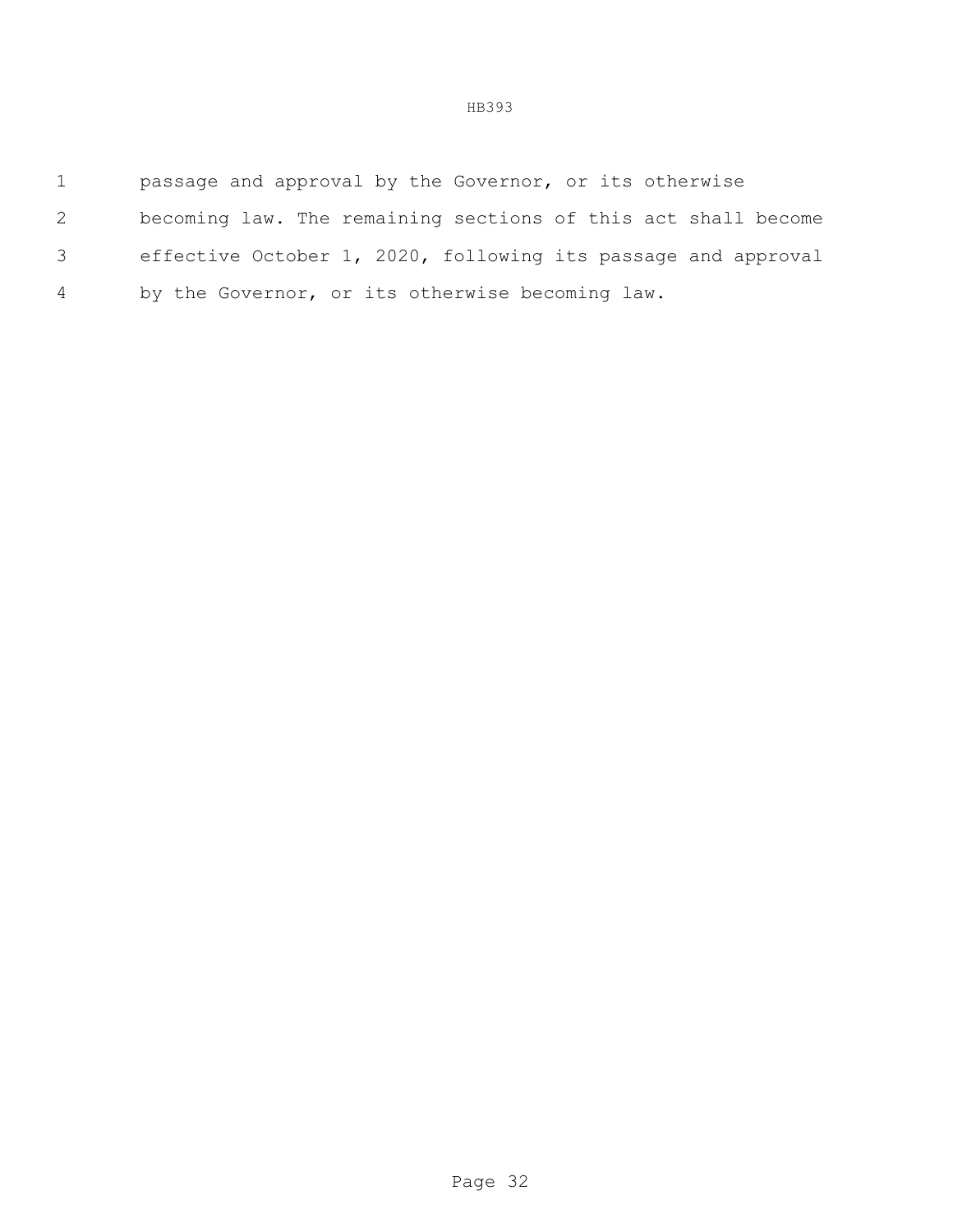passage and approval by the Governor, or its otherwise becoming law. The remaining sections of this act shall become effective October 1, 2020, following its passage and approval by the Governor, or its otherwise becoming law.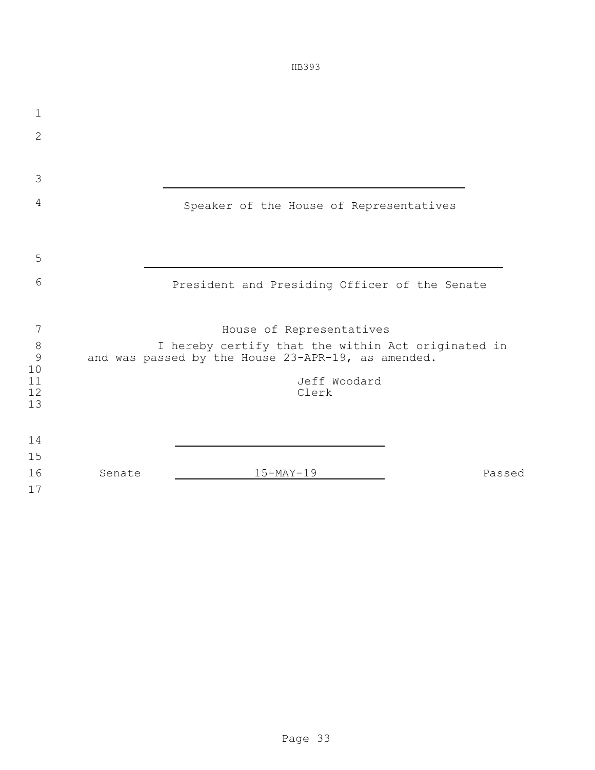______________________________________

Speaker of the House of Representatives

______________________________________

President and Presiding Officer of the Senate

House of Representatives

I hereby certify that the within Act originated in and was passed by the House 23-APR-19, as amended.

Jeff Woodard
Clerk

______________________________

Senate 15-MAY-19 Passed